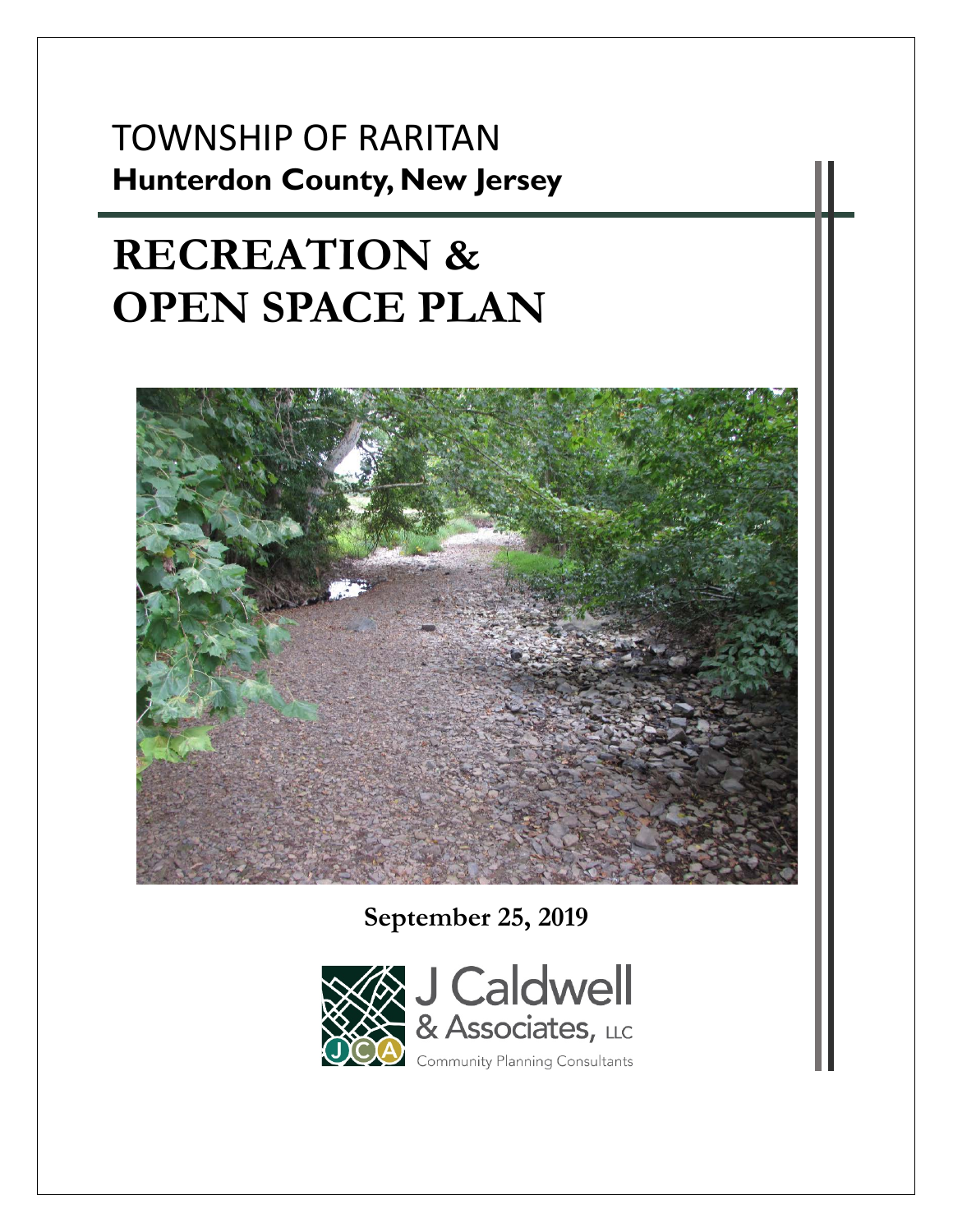TOWNSHIP OF RARITAN

**Hunterdon County, New Jersey**

# RECREATION & OPEN SPACE PLAN

**September 25, 2019**

J Caldwell & Associates, LLC

Community Planning Consultants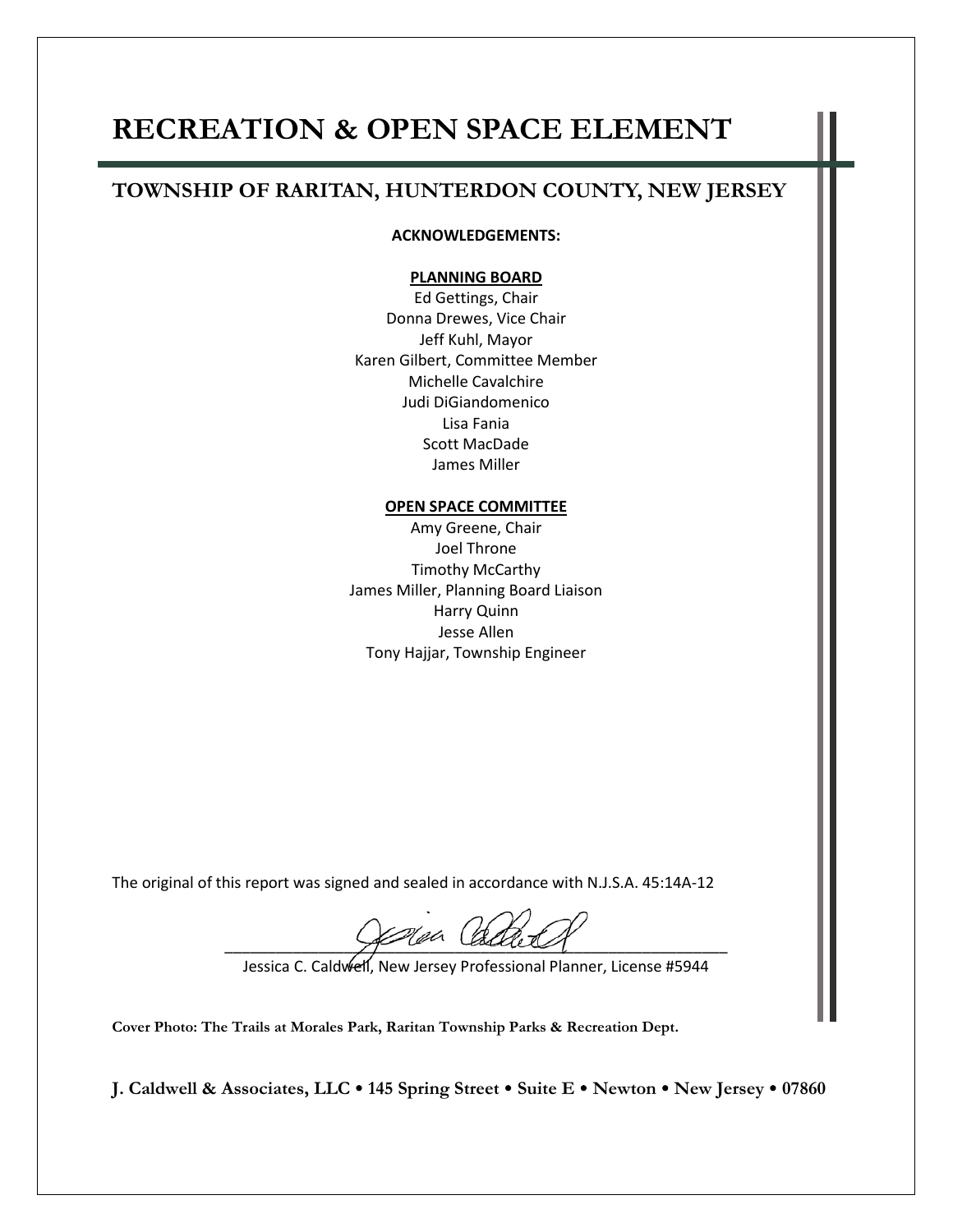# RECREATION & OPEN SPACE ELEMENT

## TOWNSHIP OF RARITAN, HUNTERDON COUNTY, NEW JERSEY

**ACKNOWLEDGEMENTS:**

**PLANNING BOARD**

Ed Gettings, Chair
Donna Drewes, Vice Chair
Jeff Kuhl, Mayor
Karen Gilbert, Committee Member
Michelle Cavalchire
Judi DiGiandomenico
Lisa Fania
Scott MacDade
James Miller

**OPEN SPACE COMMITTEE**

Amy Greene, Chair
Joel Throne
Timothy McCarthy
James Miller, Planning Board Liaison
Harry Quinn
Jesse Allen
Tony Hajjar, Township Engineer

The original of this report was signed and sealed in accordance with N.J.S.A. 45:14A-12

Jessica C. Caldwell, New Jersey Professional Planner, License #5944

**Cover Photo: The Trails at Morales Park, Raritan Township Parks & Recreation Dept.**

**J. Caldwell & Associates, LLC • 145 Spring Street • Suite E • Newton • New Jersey • 07860**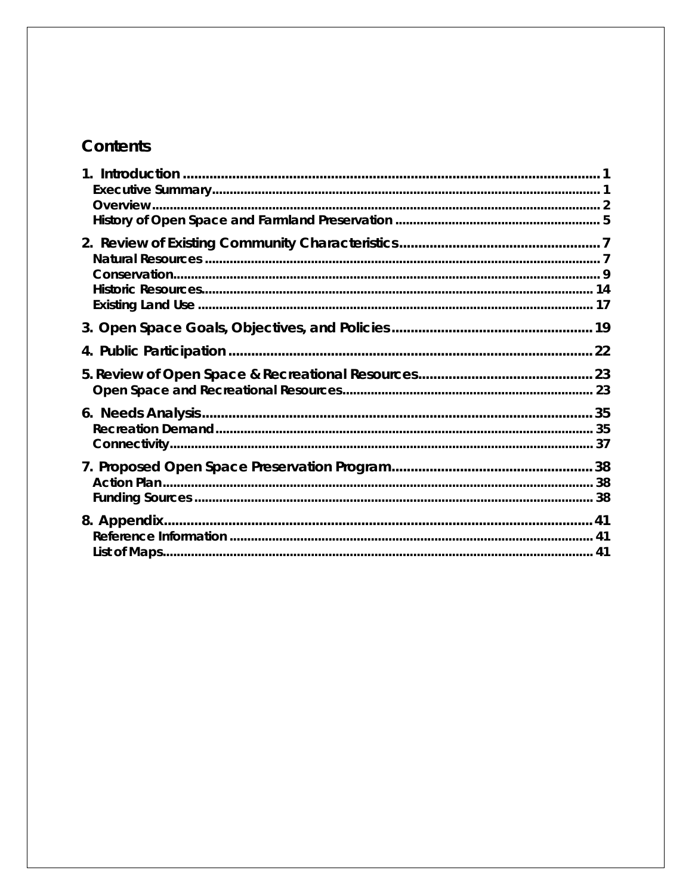# Contents

1. Introduction ..... 1
   - Executive Summary ..... 1
   - Overview ..... 2
   - History of Open Space and Farmland Preservation ..... 5
2. Review of Existing Community Characteristics ..... 7
   - Natural Resources ..... 7
   - Conservation ..... 9
   - Historic Resources ..... 14
   - Existing Land Use ..... 17
3. Open Space Goals, Objectives, and Policies ..... 19
4. Public Participation ..... 22
5. Review of Open Space & Recreational Resources ..... 23
   - Open Space and Recreational Resources ..... 23
6. Needs Analysis ..... 35
   - Recreation Demand ..... 35
   - Connectivity ..... 37
7. Proposed Open Space Preservation Program ..... 38
   - Action Plan ..... 38
   - Funding Sources ..... 38
8. Appendix ..... 41
   - Reference Information ..... 41
   - List of Maps ..... 41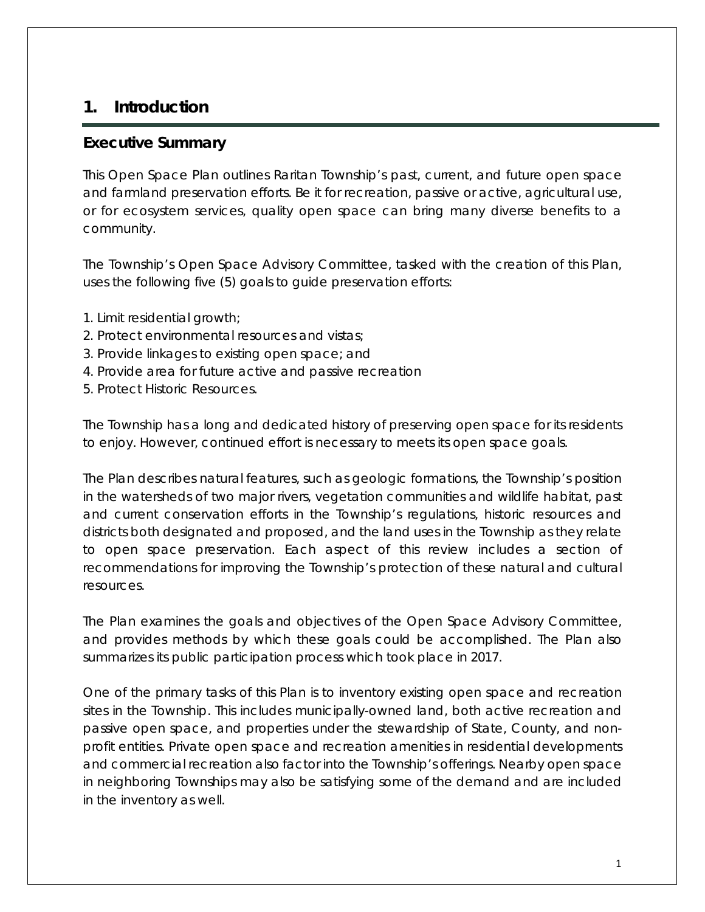# 1. Introduction

## Executive Summary

This Open Space Plan outlines Raritan Township's past, current, and future open space and farmland preservation efforts. Be it for recreation, passive or active, agricultural use, or for ecosystem services, quality open space can bring many diverse benefits to a community.

The Township's Open Space Advisory Committee, tasked with the creation of this Plan, uses the following five (5) goals to guide preservation efforts:

1. Limit residential growth;
2. Protect environmental resources and vistas;
3. Provide linkages to existing open space; and
4. Provide area for future active and passive recreation
5. Protect Historic Resources.

The Township has a long and dedicated history of preserving open space for its residents to enjoy. However, continued effort is necessary to meets its open space goals.

The Plan describes natural features, such as geologic formations, the Township's position in the watersheds of two major rivers, vegetation communities and wildlife habitat, past and current conservation efforts in the Township's regulations, historic resources and districts both designated and proposed, and the land uses in the Township as they relate to open space preservation. Each aspect of this review includes a section of recommendations for improving the Township's protection of these natural and cultural resources.

The Plan examines the goals and objectives of the Open Space Advisory Committee, and provides methods by which these goals could be accomplished. The Plan also summarizes its public participation process which took place in 2017.

One of the primary tasks of this Plan is to inventory existing open space and recreation sites in the Township. This includes municipally-owned land, both active recreation and passive open space, and properties under the stewardship of State, County, and non-profit entities. Private open space and recreation amenities in residential developments and commercial recreation also factor into the Township's offerings. Nearby open space in neighboring Townships may also be satisfying some of the demand and are included in the inventory as well.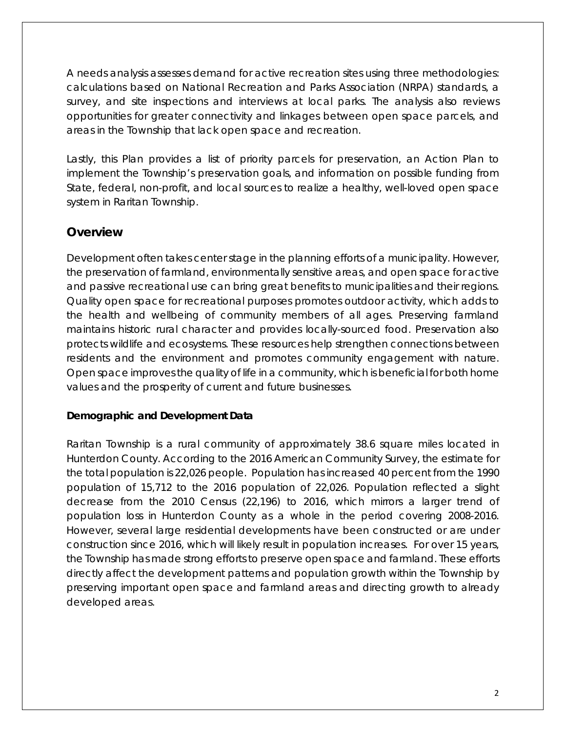A needs analysis assesses demand for active recreation sites using three methodologies: calculations based on National Recreation and Parks Association (NRPA) standards, a survey, and site inspections and interviews at local parks. The analysis also reviews opportunities for greater connectivity and linkages between open space parcels, and areas in the Township that lack open space and recreation.

Lastly, this Plan provides a list of priority parcels for preservation, an Action Plan to implement the Township's preservation goals, and information on possible funding from State, federal, non-profit, and local sources to realize a healthy, well-loved open space system in Raritan Township.

## Overview

Development often takes center stage in the planning efforts of a municipality. However, the preservation of farmland, environmentally sensitive areas, and open space for active and passive recreational use can bring great benefits to municipalities and their regions. Quality open space for recreational purposes promotes outdoor activity, which adds to the health and wellbeing of community members of all ages. Preserving farmland maintains historic rural character and provides locally-sourced food. Preservation also protects wildlife and ecosystems. These resources help strengthen connections between residents and the environment and promotes community engagement with nature. Open space improves the quality of life in a community, which is beneficial for both home values and the prosperity of current and future businesses.

### Demographic and Development Data

Raritan Township is a rural community of approximately 38.6 square miles located in Hunterdon County. According to the 2016 American Community Survey, the estimate for the total population is 22,026 people. Population has increased 40 percent from the 1990 population of 15,712 to the 2016 population of 22,026. Population reflected a slight decrease from the 2010 Census (22,196) to 2016, which mirrors a larger trend of population loss in Hunterdon County as a whole in the period covering 2008-2016. However, several large residential developments have been constructed or are under construction since 2016, which will likely result in population increases. For over 15 years, the Township has made strong efforts to preserve open space and farmland. These efforts directly affect the development patterns and population growth within the Township by preserving important open space and farmland areas and directing growth to already developed areas.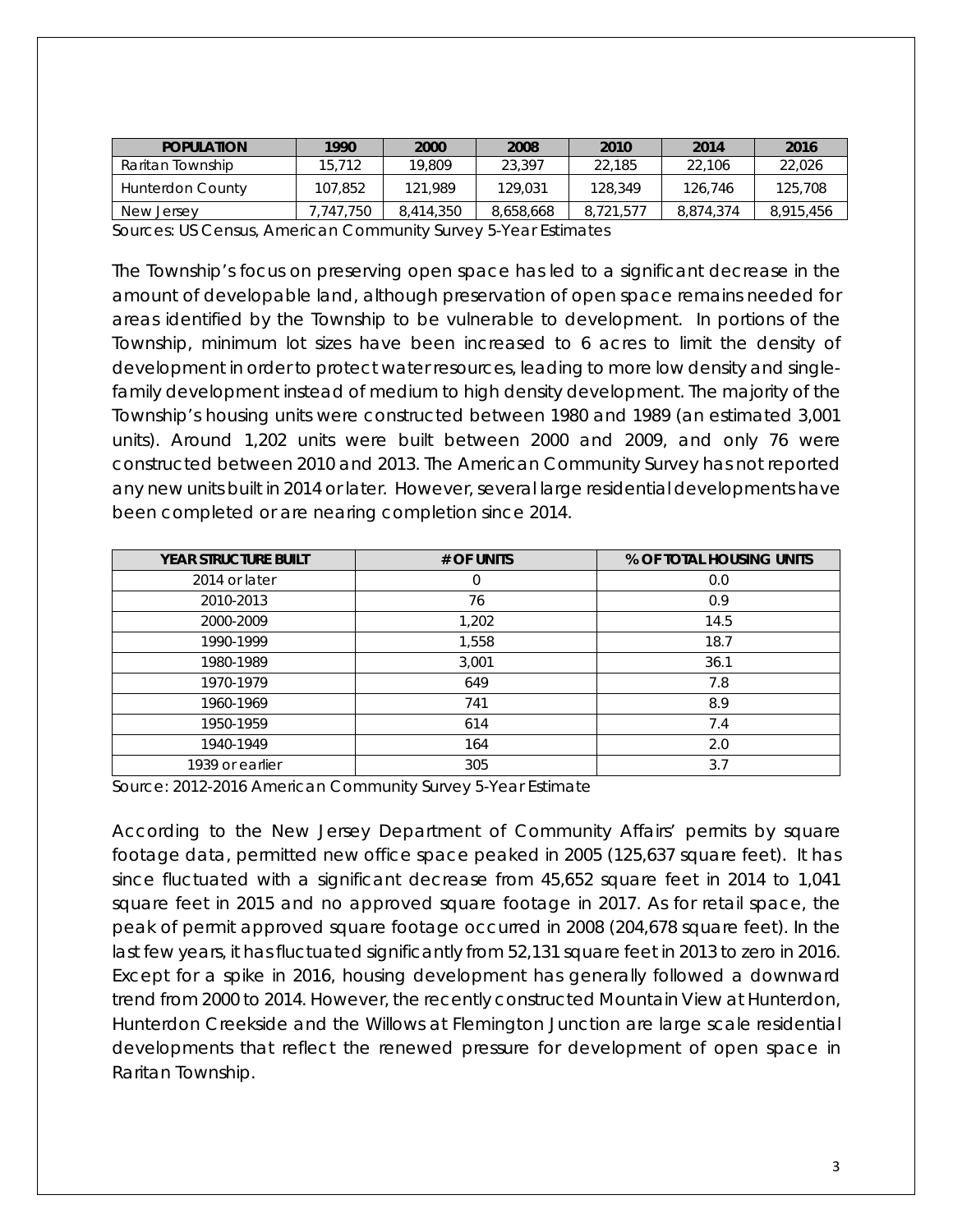| POPULATION | 1990 | 2000 | 2008 | 2010 | 2014 | 2016 |
|---|---|---|---|---|---|---|
| Raritan Township | 15,712 | 19,809 | 23,397 | 22,185 | 22,106 | 22,026 |
| Hunterdon County | 107,852 | 121,989 | 129,031 | 128,349 | 126,746 | 125,708 |
| New Jersey | 7,747,750 | 8,414,350 | 8,658,668 | 8,721,577 | 8,874,374 | 8,915,456 |

Sources: US Census, American Community Survey 5-Year Estimates

The Township's focus on preserving open space has led to a significant decrease in the amount of developable land, although preservation of open space remains needed for areas identified by the Township to be vulnerable to development. In portions of the Township, minimum lot sizes have been increased to 6 acres to limit the density of development in order to protect water resources, leading to more low density and single-family development instead of medium to high density development. The majority of the Township's housing units were constructed between 1980 and 1989 (an estimated 3,001 units). Around 1,202 units were built between 2000 and 2009, and only 76 were constructed between 2010 and 2013. The American Community Survey has not reported any new units built in 2014 or later. However, several large residential developments have been completed or are nearing completion since 2014.

| YEAR STRUCTURE BUILT | # OF UNITS | % OF TOTAL HOUSING UNITS |
|---|---|---|
| 2014 or later | 0 | 0.0 |
| 2010-2013 | 76 | 0.9 |
| 2000-2009 | 1,202 | 14.5 |
| 1990-1999 | 1,558 | 18.7 |
| 1980-1989 | 3,001 | 36.1 |
| 1970-1979 | 649 | 7.8 |
| 1960-1969 | 741 | 8.9 |
| 1950-1959 | 614 | 7.4 |
| 1940-1949 | 164 | 2.0 |
| 1939 or earlier | 305 | 3.7 |

Source: 2012-2016 American Community Survey 5-Year Estimate

According to the New Jersey Department of Community Affairs' permits by square footage data, permitted new office space peaked in 2005 (125,637 square feet). It has since fluctuated with a significant decrease from 45,652 square feet in 2014 to 1,041 square feet in 2015 and no approved square footage in 2017. As for retail space, the peak of permit approved square footage occurred in 2008 (204,678 square feet). In the last few years, it has fluctuated significantly from 52,131 square feet in 2013 to zero in 2016. Except for a spike in 2016, housing development has generally followed a downward trend from 2000 to 2014. However, the recently constructed Mountain View at Hunterdon, Hunterdon Creekside and the Willows at Flemington Junction are large scale residential developments that reflect the renewed pressure for development of open space in Raritan Township.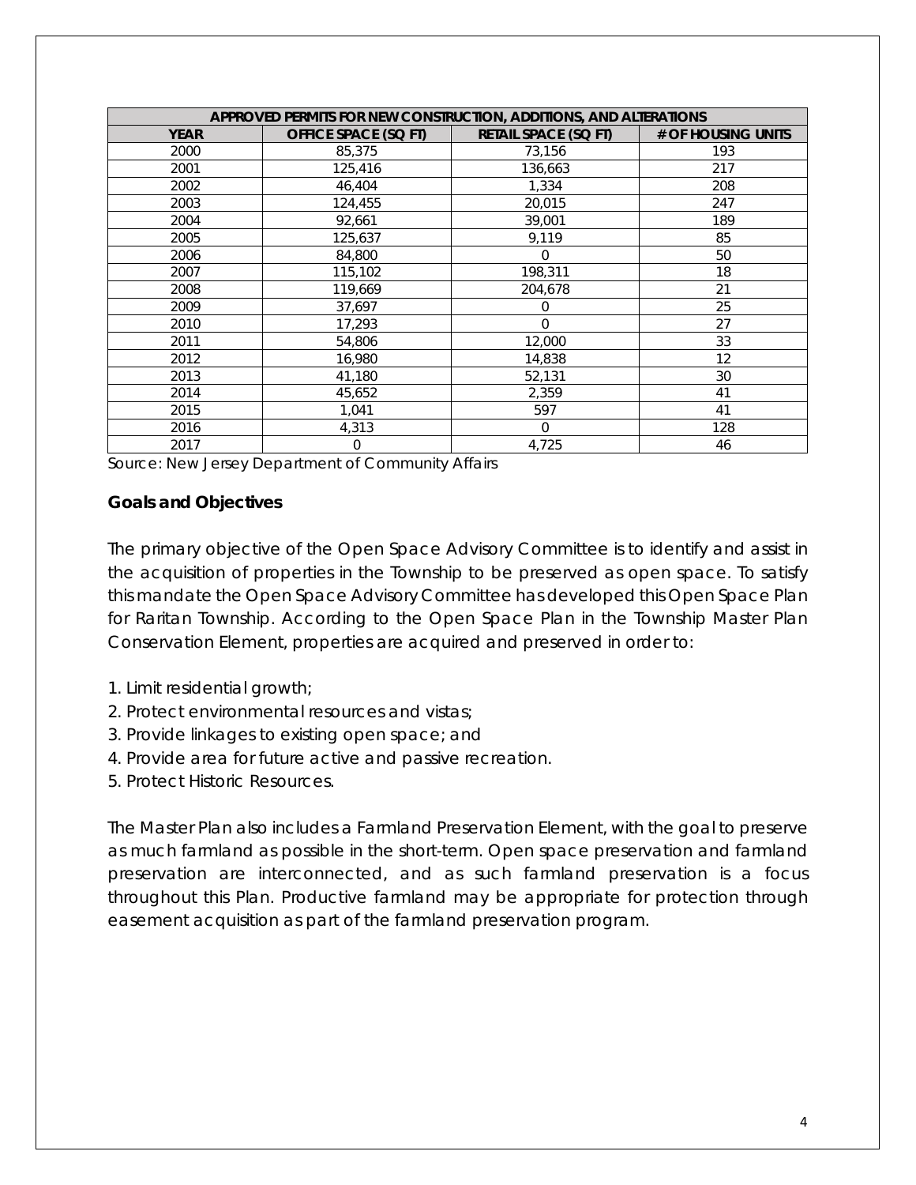| APPROVED PERMITS FOR NEW CONSTRUCTION, ADDITIONS, AND ALTERATIONS | | | |
|---|---|---|---|
| YEAR | OFFICE SPACE (SQ FT) | RETAIL SPACE (SQ FT) | # OF HOUSING UNITS |
| 2000 | 85,375 | 73,156 | 193 |
| 2001 | 125,416 | 136,663 | 217 |
| 2002 | 46,404 | 1,334 | 208 |
| 2003 | 124,455 | 20,015 | 247 |
| 2004 | 92,661 | 39,001 | 189 |
| 2005 | 125,637 | 9,119 | 85 |
| 2006 | 84,800 | 0 | 50 |
| 2007 | 115,102 | 198,311 | 18 |
| 2008 | 119,669 | 204,678 | 21 |
| 2009 | 37,697 | 0 | 25 |
| 2010 | 17,293 | 0 | 27 |
| 2011 | 54,806 | 12,000 | 33 |
| 2012 | 16,980 | 14,838 | 12 |
| 2013 | 41,180 | 52,131 | 30 |
| 2014 | 45,652 | 2,359 | 41 |
| 2015 | 1,041 | 597 | 41 |
| 2016 | 4,313 | 0 | 128 |
| 2017 | 0 | 4,725 | 46 |

Source: New Jersey Department of Community Affairs

### Goals and Objectives

The primary objective of the Open Space Advisory Committee is to identify and assist in the acquisition of properties in the Township to be preserved as open space. To satisfy this mandate the Open Space Advisory Committee has developed this Open Space Plan for Raritan Township. According to the Open Space Plan in the Township Master Plan Conservation Element, properties are acquired and preserved in order to:

1. Limit residential growth;
2. Protect environmental resources and vistas;
3. Provide linkages to existing open space; and
4. Provide area for future active and passive recreation.
5. Protect Historic Resources.

The Master Plan also includes a Farmland Preservation Element, with the goal to preserve as much farmland as possible in the short-term. Open space preservation and farmland preservation are interconnected, and as such farmland preservation is a focus throughout this Plan. Productive farmland may be appropriate for protection through easement acquisition as part of the farmland preservation program.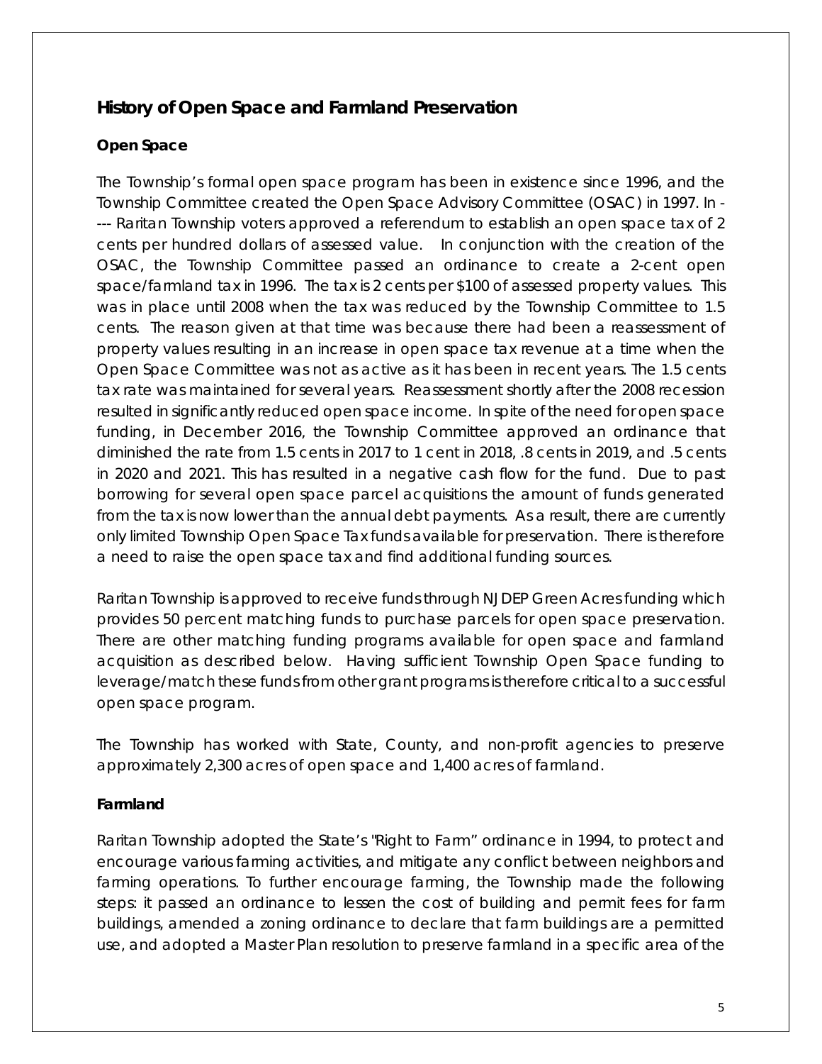## History of Open Space and Farmland Preservation

### Open Space

The Township's formal open space program has been in existence since 1996, and the Township Committee created the Open Space Advisory Committee (OSAC) in 1997. In ---- Raritan Township voters approved a referendum to establish an open space tax of 2 cents per hundred dollars of assessed value. In conjunction with the creation of the OSAC, the Township Committee passed an ordinance to create a 2-cent open space/farmland tax in 1996. The tax is 2 cents per $100 of assessed property values. This was in place until 2008 when the tax was reduced by the Township Committee to 1.5 cents. The reason given at that time was because there had been a reassessment of property values resulting in an increase in open space tax revenue at a time when the Open Space Committee was not as active as it has been in recent years. The 1.5 cents tax rate was maintained for several years. Reassessment shortly after the 2008 recession resulted in significantly reduced open space income. In spite of the need for open space funding, in December 2016, the Township Committee approved an ordinance that diminished the rate from 1.5 cents in 2017 to 1 cent in 2018, .8 cents in 2019, and .5 cents in 2020 and 2021. This has resulted in a negative cash flow for the fund. Due to past borrowing for several open space parcel acquisitions the amount of funds generated from the tax is now lower than the annual debt payments. As a result, there are currently only limited Township Open Space Tax funds available for preservation. There is therefore a need to raise the open space tax and find additional funding sources.

Raritan Township is approved to receive funds through NJDEP Green Acres funding which provides 50 percent matching funds to purchase parcels for open space preservation. There are other matching funding programs available for open space and farmland acquisition as described below. Having sufficient Township Open Space funding to leverage/match these funds from other grant programs is therefore critical to a successful open space program.

The Township has worked with State, County, and non-profit agencies to preserve approximately 2,300 acres of open space and 1,400 acres of farmland.

### Farmland

Raritan Township adopted the State's "Right to Farm" ordinance in 1994, to protect and encourage various farming activities, and mitigate any conflict between neighbors and farming operations. To further encourage farming, the Township made the following steps: it passed an ordinance to lessen the cost of building and permit fees for farm buildings, amended a zoning ordinance to declare that farm buildings are a permitted use, and adopted a Master Plan resolution to preserve farmland in a specific area of the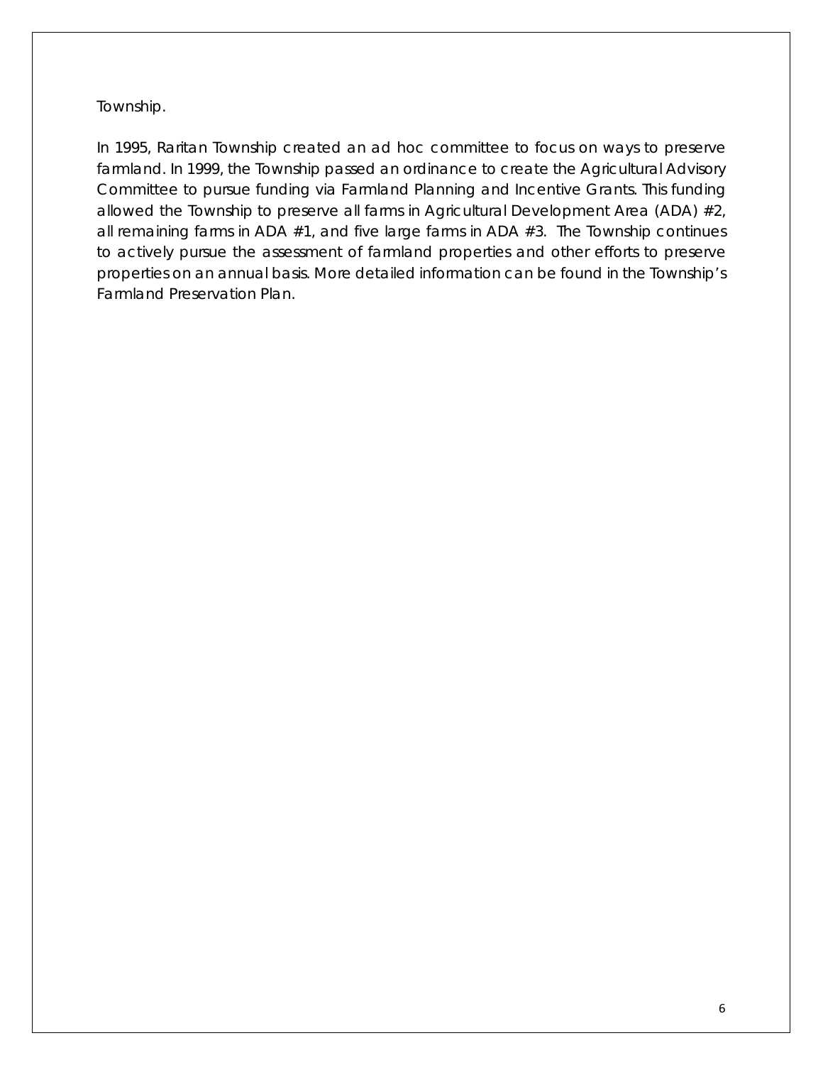Township.

In 1995, Raritan Township created an ad hoc committee to focus on ways to preserve farmland. In 1999, the Township passed an ordinance to create the Agricultural Advisory Committee to pursue funding via Farmland Planning and Incentive Grants. This funding allowed the Township to preserve all farms in Agricultural Development Area (ADA) #2, all remaining farms in ADA #1, and five large farms in ADA #3. The Township continues to actively pursue the assessment of farmland properties and other efforts to preserve properties on an annual basis. More detailed information can be found in the Township's Farmland Preservation Plan.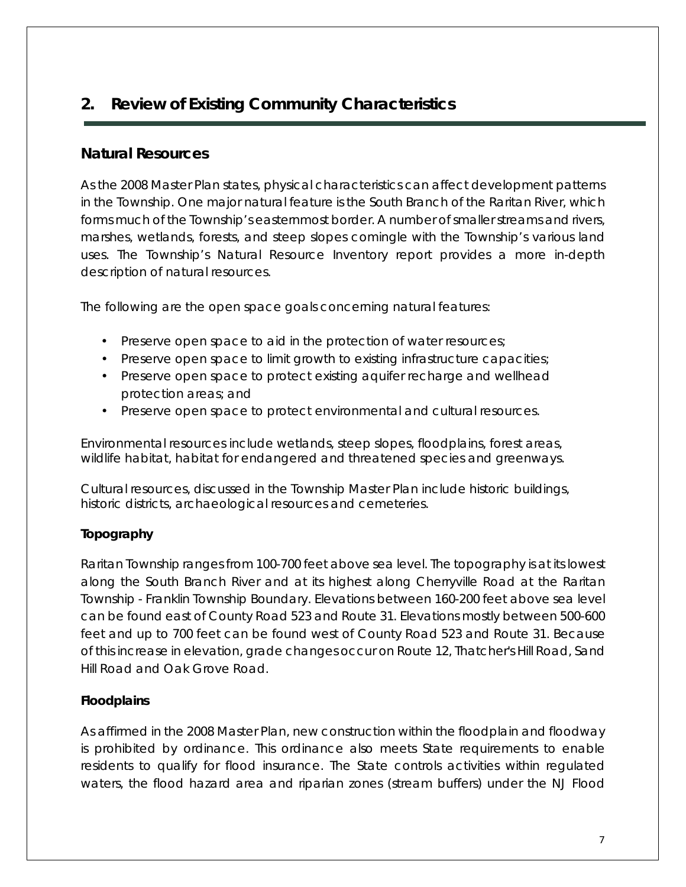## 2. Review of Existing Community Characteristics

### Natural Resources

As the 2008 Master Plan states, physical characteristics can affect development patterns in the Township. One major natural feature is the South Branch of the Raritan River, which forms much of the Township's easternmost border. A number of smaller streams and rivers, marshes, wetlands, forests, and steep slopes comingle with the Township's various land uses. The Township's Natural Resource Inventory report provides a more in-depth description of natural resources.

The following are the open space goals concerning natural features:

- Preserve open space to aid in the protection of water resources;
- Preserve open space to limit growth to existing infrastructure capacities;
- Preserve open space to protect existing aquifer recharge and wellhead protection areas; and
- Preserve open space to protect environmental and cultural resources.

Environmental resources include wetlands, steep slopes, floodplains, forest areas, wildlife habitat, habitat for endangered and threatened species and greenways.

Cultural resources, discussed in the Township Master Plan include historic buildings, historic districts, archaeological resources and cemeteries.

**Topography**

Raritan Township ranges from 100-700 feet above sea level. The topography is at its lowest along the South Branch River and at its highest along Cherryville Road at the Raritan Township - Franklin Township Boundary. Elevations between 160-200 feet above sea level can be found east of County Road 523 and Route 31. Elevations mostly between 500-600 feet and up to 700 feet can be found west of County Road 523 and Route 31. Because of this increase in elevation, grade changes occur on Route 12, Thatcher's Hill Road, Sand Hill Road and Oak Grove Road.

**Floodplains**

As affirmed in the 2008 Master Plan, new construction within the floodplain and floodway is prohibited by ordinance. This ordinance also meets State requirements to enable residents to qualify for flood insurance. The State controls activities within regulated waters, the flood hazard area and riparian zones (stream buffers) under the NJ Flood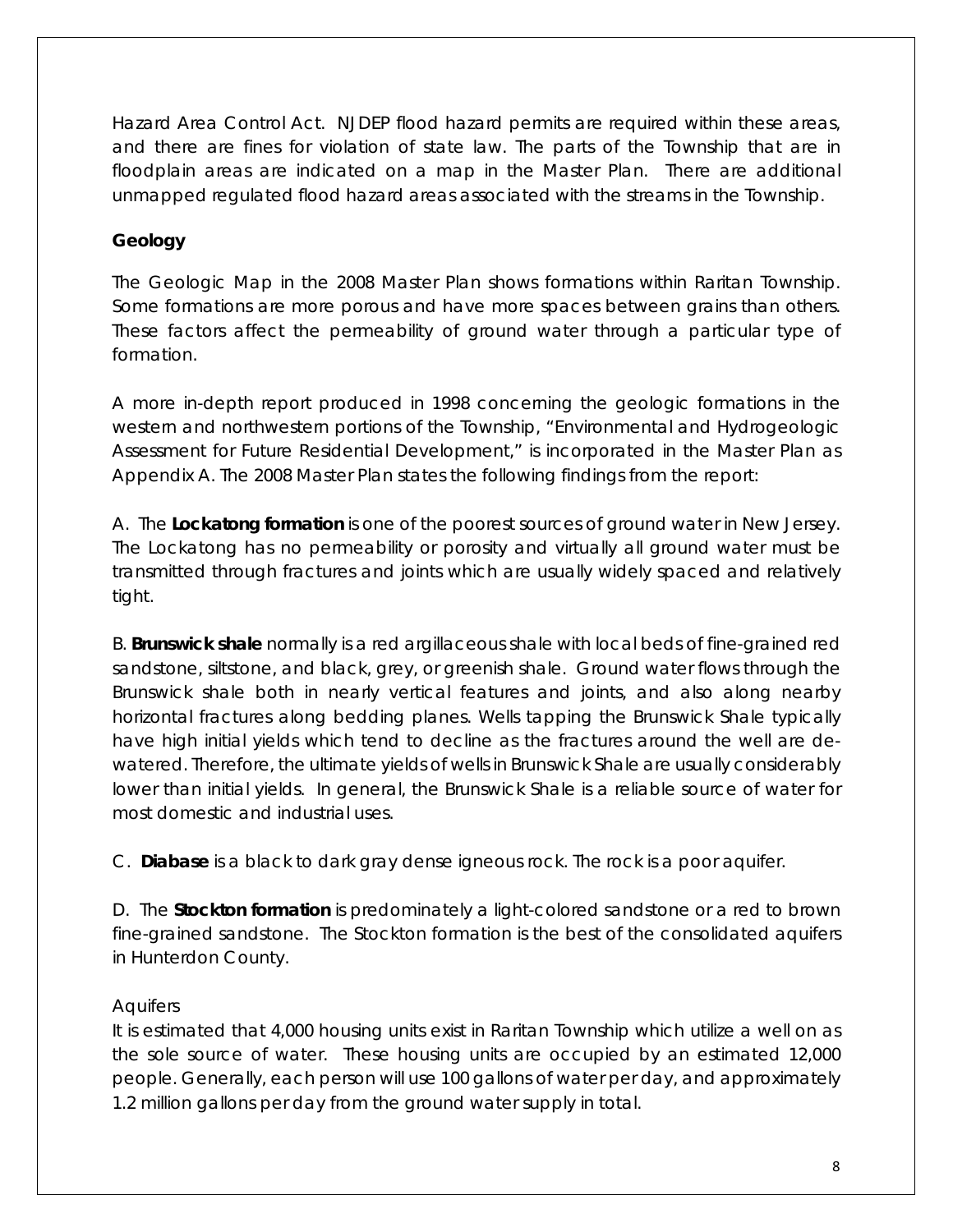Hazard Area Control Act. NJDEP flood hazard permits are required within these areas, and there are fines for violation of state law. The parts of the Township that are in floodplain areas are indicated on a map in the Master Plan. There are additional unmapped regulated flood hazard areas associated with the streams in the Township.

## Geology

The Geologic Map in the 2008 Master Plan shows formations within Raritan Township. Some formations are more porous and have more spaces between grains than others. These factors affect the permeability of ground water through a particular type of formation.

A more in-depth report produced in 1998 concerning the geologic formations in the western and northwestern portions of the Township, "Environmental and Hydrogeologic Assessment for Future Residential Development," is incorporated in the Master Plan as Appendix A. The 2008 Master Plan states the following findings from the report:

A. The **Lockatong formation** is one of the poorest sources of ground water in New Jersey. The Lockatong has no permeability or porosity and virtually all ground water must be transmitted through fractures and joints which are usually widely spaced and relatively tight.

B. **Brunswick shale** normally is a red argillaceous shale with local beds of fine-grained red sandstone, siltstone, and black, grey, or greenish shale. Ground water flows through the Brunswick shale both in nearly vertical features and joints, and also along nearby horizontal fractures along bedding planes. Wells tapping the Brunswick Shale typically have high initial yields which tend to decline as the fractures around the well are de-watered. Therefore, the ultimate yields of wells in Brunswick Shale are usually considerably lower than initial yields. In general, the Brunswick Shale is a reliable source of water for most domestic and industrial uses.

C. **Diabase** is a black to dark gray dense igneous rock. The rock is a poor aquifer.

D. The **Stockton formation** is predominately a light-colored sandstone or a red to brown fine-grained sandstone. The Stockton formation is the best of the consolidated aquifers in Hunterdon County.

Aquifers

It is estimated that 4,000 housing units exist in Raritan Township which utilize a well on as the sole source of water. These housing units are occupied by an estimated 12,000 people. Generally, each person will use 100 gallons of water per day, and approximately 1.2 million gallons per day from the ground water supply in total.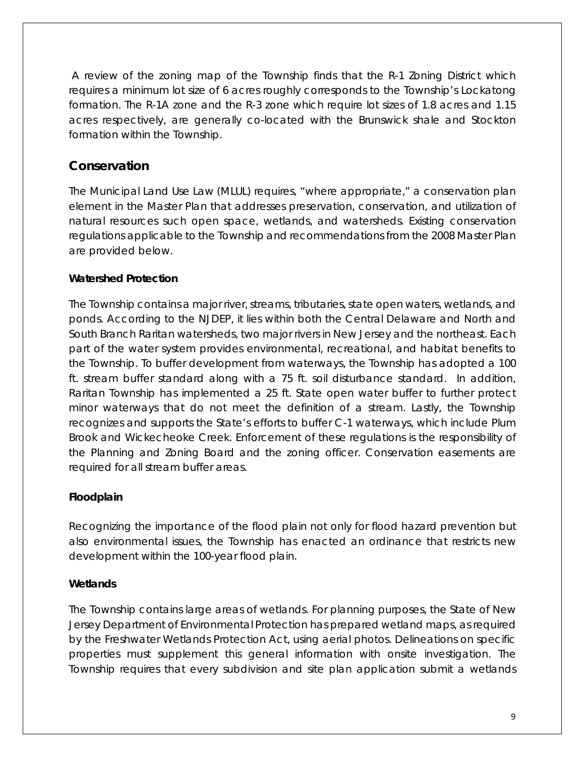A review of the zoning map of the Township finds that the R-1 Zoning District which requires a minimum lot size of 6 acres roughly corresponds to the Township's Lockatong formation. The R-1A zone and the R-3 zone which require lot sizes of 1.8 acres and 1.15 acres respectively, are generally co-located with the Brunswick shale and Stockton formation within the Township.

## Conservation

The Municipal Land Use Law (MLUL) requires, "where appropriate," a conservation plan element in the Master Plan that addresses preservation, conservation, and utilization of natural resources such open space, wetlands, and watersheds. Existing conservation regulations applicable to the Township and recommendations from the 2008 Master Plan are provided below.

**Watershed Protection**

The Township contains a major river, streams, tributaries, state open waters, wetlands, and ponds. According to the NJDEP, it lies within both the Central Delaware and North and South Branch Raritan watersheds, two major rivers in New Jersey and the northeast. Each part of the water system provides environmental, recreational, and habitat benefits to the Township. To buffer development from waterways, the Township has adopted a 100 ft. stream buffer standard along with a 75 ft. soil disturbance standard. In addition, Raritan Township has implemented a 25 ft. State open water buffer to further protect minor waterways that do not meet the definition of a stream. Lastly, the Township recognizes and supports the State's efforts to buffer C-1 waterways, which include Plum Brook and Wickecheoke Creek. Enforcement of these regulations is the responsibility of the Planning and Zoning Board and the zoning officer. Conservation easements are required for all stream buffer areas.

**Floodplain**

Recognizing the importance of the flood plain not only for flood hazard prevention but also environmental issues, the Township has enacted an ordinance that restricts new development within the 100-year flood plain.

**Wetlands**

The Township contains large areas of wetlands. For planning purposes, the State of New Jersey Department of Environmental Protection has prepared wetland maps, as required by the Freshwater Wetlands Protection Act, using aerial photos. Delineations on specific properties must supplement this general information with onsite investigation. The Township requires that every subdivision and site plan application submit a wetlands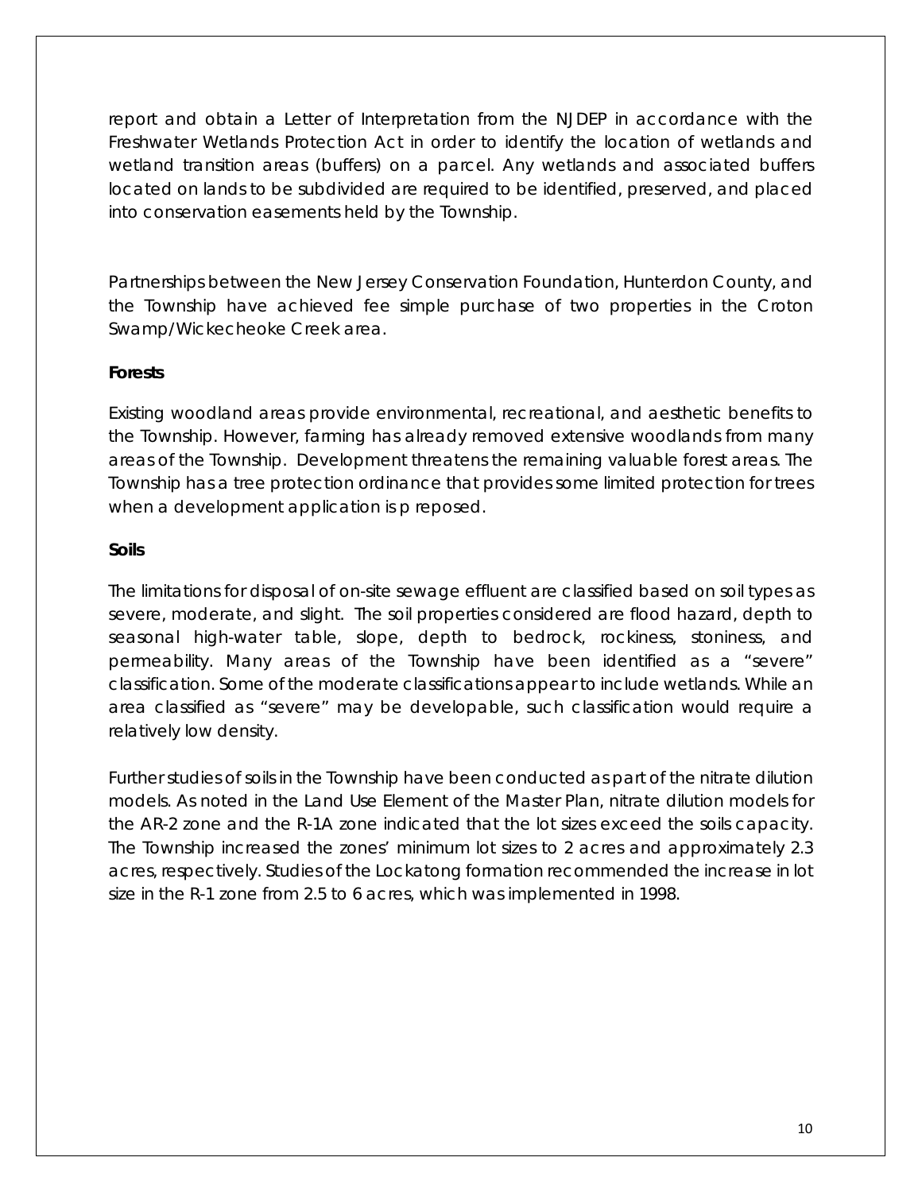report and obtain a Letter of Interpretation from the NJDEP in accordance with the Freshwater Wetlands Protection Act in order to identify the location of wetlands and wetland transition areas (buffers) on a parcel. Any wetlands and associated buffers located on lands to be subdivided are required to be identified, preserved, and placed into conservation easements held by the Township.

Partnerships between the New Jersey Conservation Foundation, Hunterdon County, and the Township have achieved fee simple purchase of two properties in the Croton Swamp/Wickecheoke Creek area.

**Forests**

Existing woodland areas provide environmental, recreational, and aesthetic benefits to the Township. However, farming has already removed extensive woodlands from many areas of the Township. Development threatens the remaining valuable forest areas. The Township has a tree protection ordinance that provides some limited protection for trees when a development application is p reposed.

**Soils**

The limitations for disposal of on-site sewage effluent are classified based on soil types as severe, moderate, and slight. The soil properties considered are flood hazard, depth to seasonal high-water table, slope, depth to bedrock, rockiness, stoniness, and permeability. Many areas of the Township have been identified as a "severe" classification. Some of the moderate classifications appear to include wetlands. While an area classified as "severe" may be developable, such classification would require a relatively low density.

Further studies of soils in the Township have been conducted as part of the nitrate dilution models. As noted in the Land Use Element of the Master Plan, nitrate dilution models for the AR-2 zone and the R-1A zone indicated that the lot sizes exceed the soils capacity. The Township increased the zones' minimum lot sizes to 2 acres and approximately 2.3 acres, respectively. Studies of the Lockatong formation recommended the increase in lot size in the R-1 zone from 2.5 to 6 acres, which was implemented in 1998.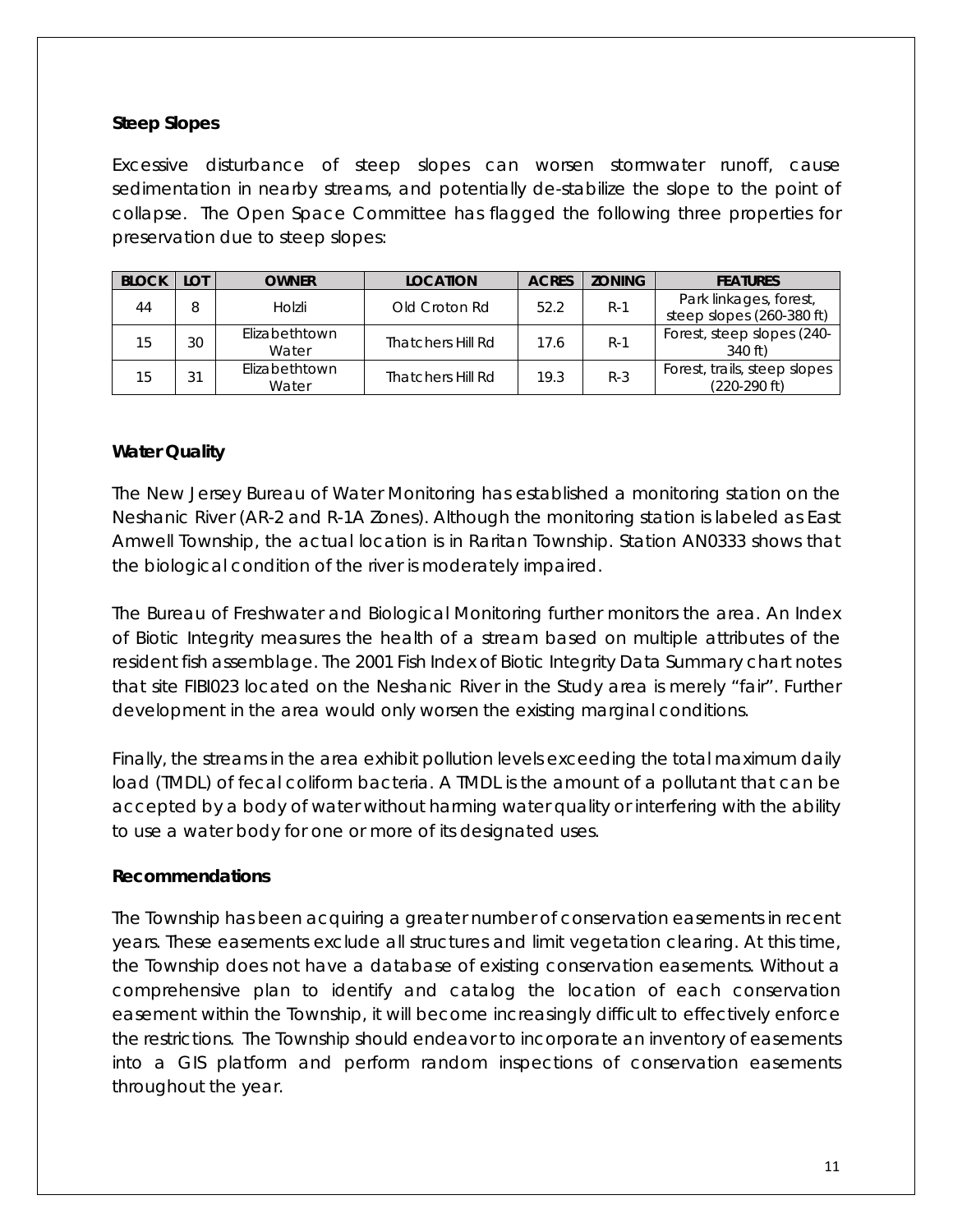**Steep Slopes**

Excessive disturbance of steep slopes can worsen stormwater runoff, cause sedimentation in nearby streams, and potentially de-stabilize the slope to the point of collapse. The Open Space Committee has flagged the following three properties for preservation due to steep slopes:

| BLOCK | LOT | OWNER | LOCATION | ACRES | ZONING | FEATURES |
|---|---|---|---|---|---|---|
| 44 | 8 | Holzli | Old Croton Rd | 52.2 | R-1 | Park linkages, forest, steep slopes (260-380 ft) |
| 15 | 30 | Elizabethtown Water | Thatchers Hill Rd | 17.6 | R-1 | Forest, steep slopes (240-340 ft) |
| 15 | 31 | Elizabethtown Water | Thatchers Hill Rd | 19.3 | R-3 | Forest, trails, steep slopes (220-290 ft) |

**Water Quality**

The New Jersey Bureau of Water Monitoring has established a monitoring station on the Neshanic River (AR-2 and R-1A Zones). Although the monitoring station is labeled as East Amwell Township, the actual location is in Raritan Township. Station AN0333 shows that the biological condition of the river is moderately impaired.

The Bureau of Freshwater and Biological Monitoring further monitors the area. An Index of Biotic Integrity measures the health of a stream based on multiple attributes of the resident fish assemblage. The 2001 Fish Index of Biotic Integrity Data Summary chart notes that site FIBI023 located on the Neshanic River in the Study area is merely "fair". Further development in the area would only worsen the existing marginal conditions.

Finally, the streams in the area exhibit pollution levels exceeding the total maximum daily load (TMDL) of fecal coliform bacteria. A TMDL is the amount of a pollutant that can be accepted by a body of water without harming water quality or interfering with the ability to use a water body for one or more of its designated uses.

**Recommendations**

The Township has been acquiring a greater number of conservation easements in recent years. These easements exclude all structures and limit vegetation clearing. At this time, the Township does not have a database of existing conservation easements. Without a comprehensive plan to identify and catalog the location of each conservation easement within the Township, it will become increasingly difficult to effectively enforce the restrictions. The Township should endeavor to incorporate an inventory of easements into a GIS platform and perform random inspections of conservation easements throughout the year.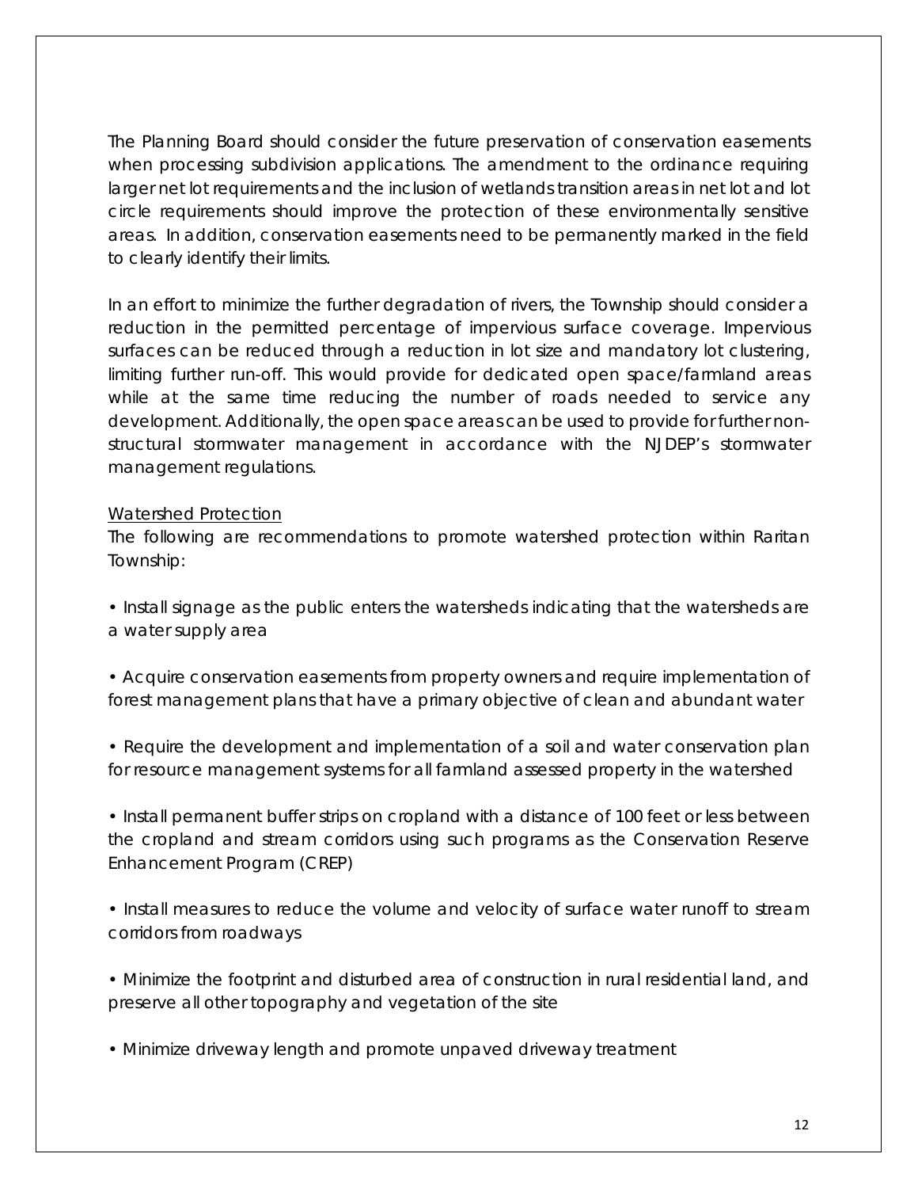The Planning Board should consider the future preservation of conservation easements when processing subdivision applications. The amendment to the ordinance requiring larger net lot requirements and the inclusion of wetlands transition areas in net lot and lot circle requirements should improve the protection of these environmentally sensitive areas. In addition, conservation easements need to be permanently marked in the field to clearly identify their limits.

In an effort to minimize the further degradation of rivers, the Township should consider a reduction in the permitted percentage of impervious surface coverage. Impervious surfaces can be reduced through a reduction in lot size and mandatory lot clustering, limiting further run-off. This would provide for dedicated open space/farmland areas while at the same time reducing the number of roads needed to service any development. Additionally, the open space areas can be used to provide for further non-structural stormwater management in accordance with the NJDEP's stormwater management regulations.

<u>Watershed Protection</u>

The following are recommendations to promote watershed protection within Raritan Township:

- Install signage as the public enters the watersheds indicating that the watersheds are a water supply area

- Acquire conservation easements from property owners and require implementation of forest management plans that have a primary objective of clean and abundant water

- Require the development and implementation of a soil and water conservation plan for resource management systems for all farmland assessed property in the watershed

- Install permanent buffer strips on cropland with a distance of 100 feet or less between the cropland and stream corridors using such programs as the Conservation Reserve Enhancement Program (CREP)

- Install measures to reduce the volume and velocity of surface water runoff to stream corridors from roadways

- Minimize the footprint and disturbed area of construction in rural residential land, and preserve all other topography and vegetation of the site

- Minimize driveway length and promote unpaved driveway treatment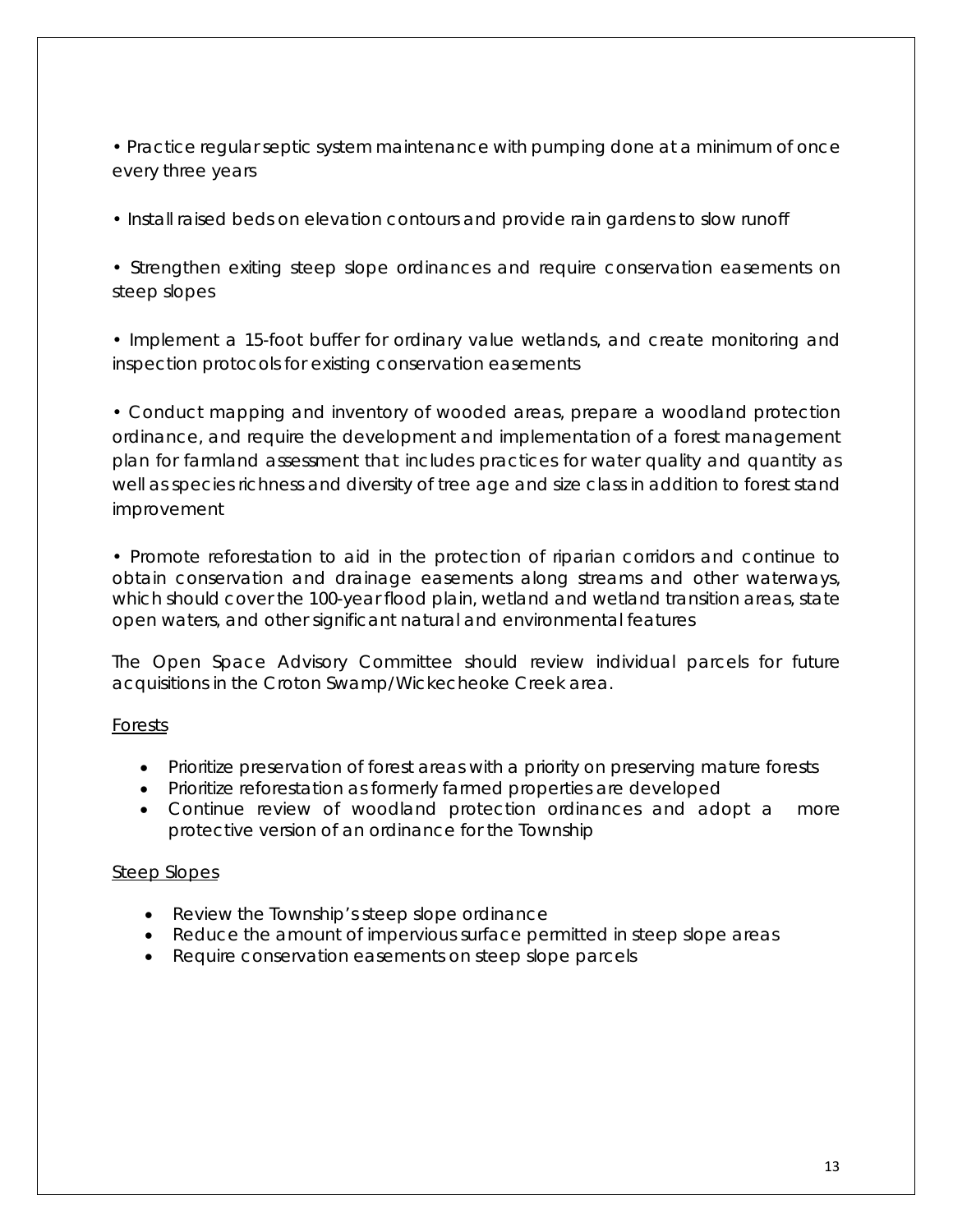• Practice regular septic system maintenance with pumping done at a minimum of once every three years

• Install raised beds on elevation contours and provide rain gardens to slow runoff

• Strengthen exiting steep slope ordinances and require conservation easements on steep slopes

• Implement a 15-foot buffer for ordinary value wetlands, and create monitoring and inspection protocols for existing conservation easements

• Conduct mapping and inventory of wooded areas, prepare a woodland protection ordinance, and require the development and implementation of a forest management plan for farmland assessment that includes practices for water quality and quantity as well as species richness and diversity of tree age and size class in addition to forest stand improvement

• Promote reforestation to aid in the protection of riparian corridors and continue to obtain conservation and drainage easements along streams and other waterways, which should cover the 100-year flood plain, wetland and wetland transition areas, state open waters, and other significant natural and environmental features

The Open Space Advisory Committee should review individual parcels for future acquisitions in the Croton Swamp/Wickecheoke Creek area.

<u>Forests</u>

- Prioritize preservation of forest areas with a priority on preserving mature forests
- Prioritize reforestation as formerly farmed properties are developed
- Continue review of woodland protection ordinances and adopt a more protective version of an ordinance for the Township

<u>Steep Slopes</u>

- Review the Township's steep slope ordinance
- Reduce the amount of impervious surface permitted in steep slope areas
- Require conservation easements on steep slope parcels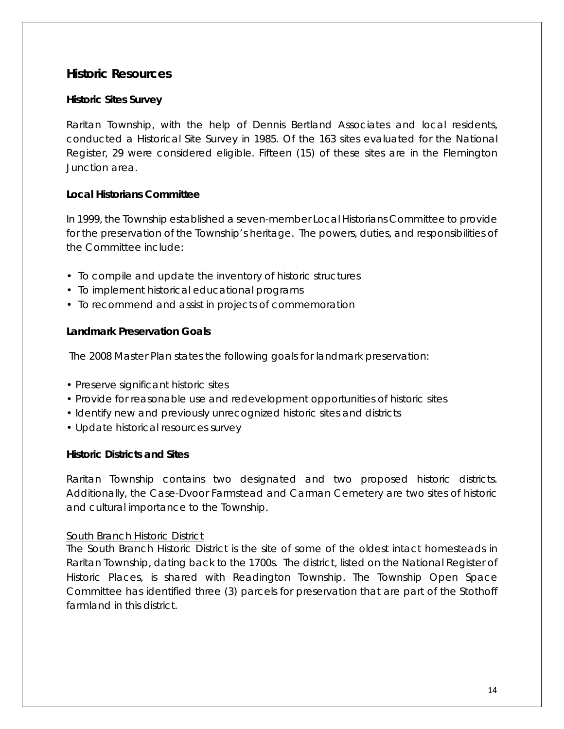## Historic Resources

### Historic Sites Survey

Raritan Township, with the help of Dennis Bertland Associates and local residents, conducted a Historical Site Survey in 1985. Of the 163 sites evaluated for the National Register, 29 were considered eligible. Fifteen (15) of these sites are in the Flemington Junction area.

### Local Historians Committee

In 1999, the Township established a seven-member Local Historians Committee to provide for the preservation of the Township's heritage. The powers, duties, and responsibilities of the Committee include:

- To compile and update the inventory of historic structures
- To implement historical educational programs
- To recommend and assist in projects of commemoration

### Landmark Preservation Goals

The 2008 Master Plan states the following goals for landmark preservation:

- Preserve significant historic sites
- Provide for reasonable use and redevelopment opportunities of historic sites
- Identify new and previously unrecognized historic sites and districts
- Update historical resources survey

### Historic Districts and Sites

Raritan Township contains two designated and two proposed historic districts. Additionally, the Case-Dvoor Farmstead and Carman Cemetery are two sites of historic and cultural importance to the Township.

#### South Branch Historic District

The South Branch Historic District is the site of some of the oldest intact homesteads in Raritan Township, dating back to the 1700s. The district, listed on the National Register of Historic Places, is shared with Readington Township. The Township Open Space Committee has identified three (3) parcels for preservation that are part of the Stothoff farmland in this district.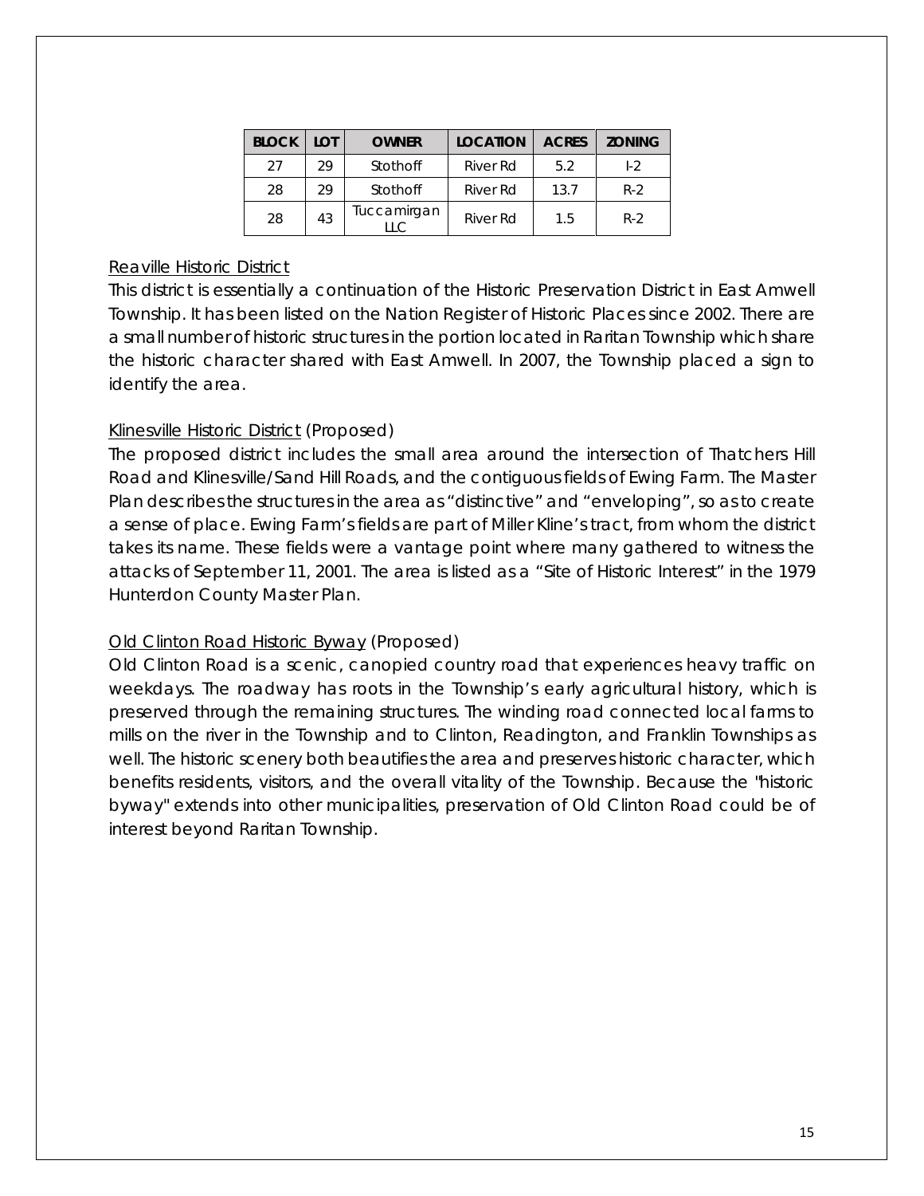| BLOCK | LOT | OWNER | LOCATION | ACRES | ZONING |
|---|---|---|---|---|---|
| 27 | 29 | Stothoff | River Rd | 5.2 | I-2 |
| 28 | 29 | Stothoff | River Rd | 13.7 | R-2 |
| 28 | 43 | Tuccamirgan LLC | River Rd | 1.5 | R-2 |

<u>Reaville Historic District</u>

This district is essentially a continuation of the Historic Preservation District in East Amwell Township. It has been listed on the Nation Register of Historic Places since 2002. There are a small number of historic structures in the portion located in Raritan Township which share the historic character shared with East Amwell. In 2007, the Township placed a sign to identify the area.

<u>Klinesville Historic District</u> (Proposed)

The proposed district includes the small area around the intersection of Thatchers Hill Road and Klinesville/Sand Hill Roads, and the contiguous fields of Ewing Farm. The Master Plan describes the structures in the area as "distinctive" and "enveloping", so as to create a sense of place. Ewing Farm's fields are part of Miller Kline's tract, from whom the district takes its name. These fields were a vantage point where many gathered to witness the attacks of September 11, 2001. The area is listed as a "Site of Historic Interest" in the 1979 Hunterdon County Master Plan.

<u>Old Clinton Road Historic Byway</u> (Proposed)

Old Clinton Road is a scenic, canopied country road that experiences heavy traffic on weekdays. The roadway has roots in the Township's early agricultural history, which is preserved through the remaining structures. The winding road connected local farms to mills on the river in the Township and to Clinton, Readington, and Franklin Townships as well. The historic scenery both beautifies the area and preserves historic character, which benefits residents, visitors, and the overall vitality of the Township. Because the "historic byway" extends into other municipalities, preservation of Old Clinton Road could be of interest beyond Raritan Township.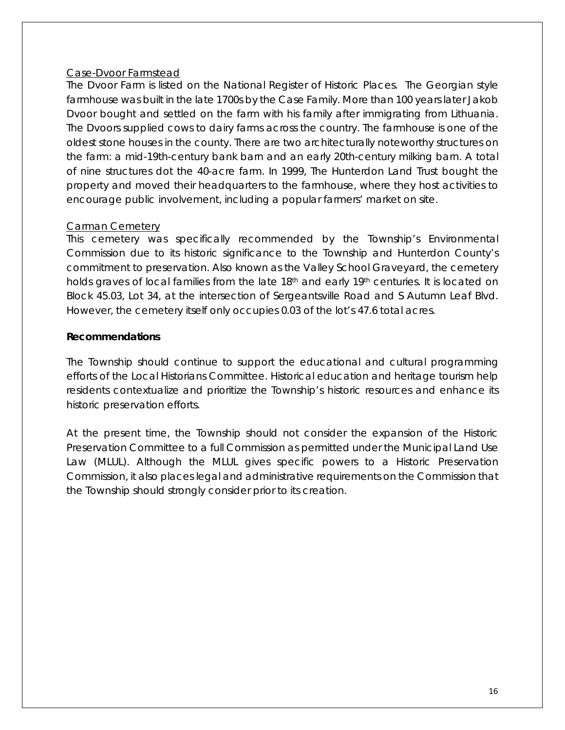Case-Dvoor Farmstead

The Dvoor Farm is listed on the National Register of Historic Places. The Georgian style farmhouse was built in the late 1700s by the Case Family. More than 100 years later Jakob Dvoor bought and settled on the farm with his family after immigrating from Lithuania. The Dvoors supplied cows to dairy farms across the country. The farmhouse is one of the oldest stone houses in the county. There are two architecturally noteworthy structures on the farm: a mid-19th-century bank barn and an early 20th-century milking barn. A total of nine structures dot the 40-acre farm. In 1999, The Hunterdon Land Trust bought the property and moved their headquarters to the farmhouse, where they host activities to encourage public involvement, including a popular farmers' market on site.

Carman Cemetery

This cemetery was specifically recommended by the Township's Environmental Commission due to its historic significance to the Township and Hunterdon County's commitment to preservation. Also known as the Valley School Graveyard, the cemetery holds graves of local families from the late 18th and early 19th centuries. It is located on Block 45.03, Lot 34, at the intersection of Sergeantsville Road and S Autumn Leaf Blvd. However, the cemetery itself only occupies 0.03 of the lot's 47.6 total acres.

**Recommendations**

The Township should continue to support the educational and cultural programming efforts of the Local Historians Committee. Historical education and heritage tourism help residents contextualize and prioritize the Township's historic resources and enhance its historic preservation efforts.

At the present time, the Township should not consider the expansion of the Historic Preservation Committee to a full Commission as permitted under the Municipal Land Use Law (MLUL). Although the MLUL gives specific powers to a Historic Preservation Commission, it also places legal and administrative requirements on the Commission that the Township should strongly consider prior to its creation.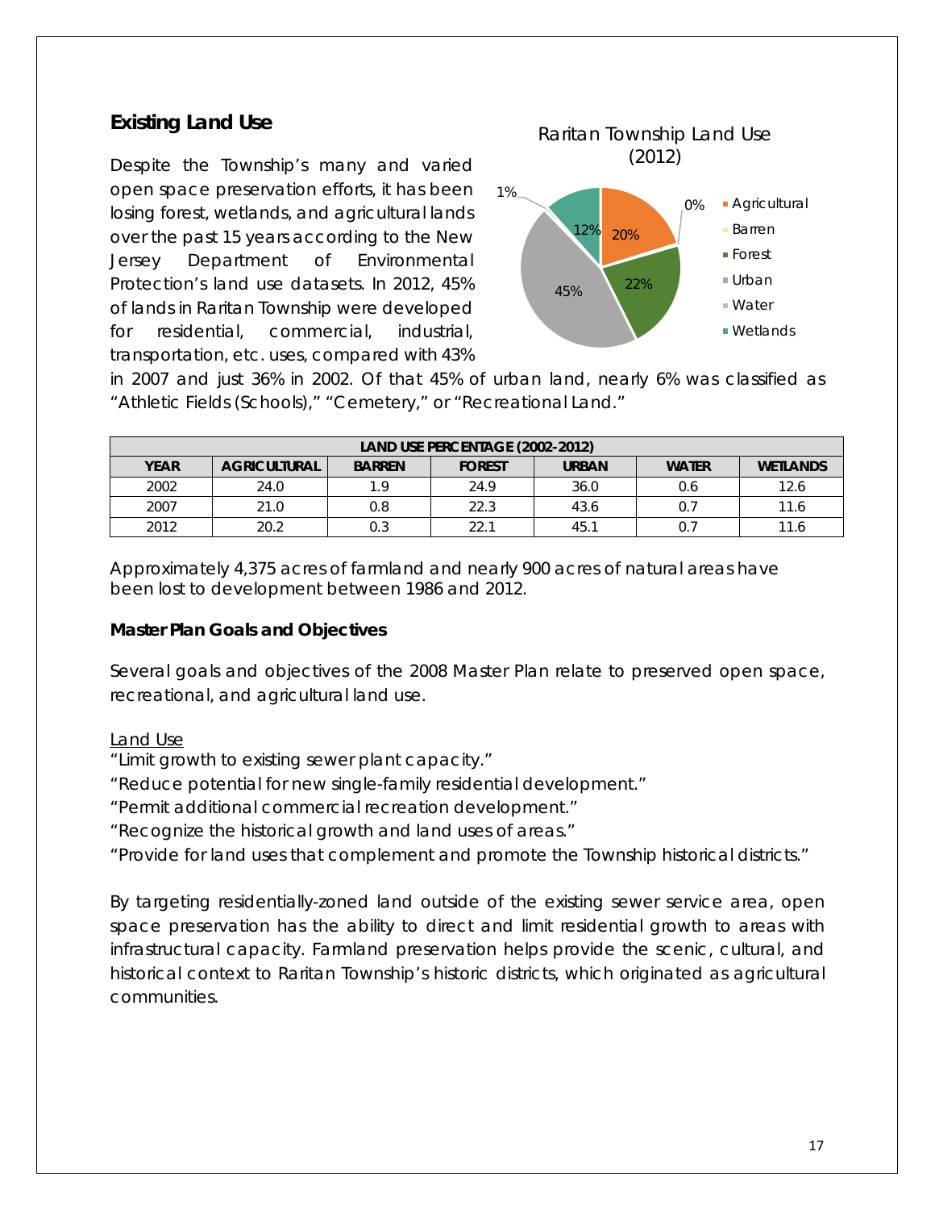## Existing Land Use

Despite the Township's many and varied open space preservation efforts, it has been losing forest, wetlands, and agricultural lands over the past 15 years according to the New Jersey Department of Environmental Protection's land use datasets. In 2012, 45% of lands in Raritan Township were developed for residential, commercial, industrial, transportation, etc. uses, compared with 43% in 2007 and just 36% in 2002. Of that 45% of urban land, nearly 6% was classified as "Athletic Fields (Schools)," "Cemetery," or "Recreational Land."

Raritan Township Land Use (2012)

| Category | Percent |
| --- | --- |
| Agricultural | 20% |
| Barren | 0% |
| Forest | 22% |
| Urban | 45% |
| Water | 1% |
| Wetlands | 12% |

| LAND USE PERCENTAGE (2002-2012) | | | | | | |
| --- | --- | --- | --- | --- | --- | --- |
| **YEAR** | **AGRICULTURAL** | **BARREN** | **FOREST** | **URBAN** | **WATER** | **WETLANDS** |
| 2002 | 24.0 | 1.9 | 24.9 | 36.0 | 0.6 | 12.6 |
| 2007 | 21.0 | 0.8 | 22.3 | 43.6 | 0.7 | 11.6 |
| 2012 | 20.2 | 0.3 | 22.1 | 45.1 | 0.7 | 11.6 |

Approximately 4,375 acres of farmland and nearly 900 acres of natural areas have been lost to development between 1986 and 2012.

**Master Plan Goals and Objectives**

Several goals and objectives of the 2008 Master Plan relate to preserved open space, recreational, and agricultural land use.

<u>Land Use</u>

"Limit growth to existing sewer plant capacity."

"Reduce potential for new single-family residential development."

"Permit additional commercial recreation development."

"Recognize the historical growth and land uses of areas."

"Provide for land uses that complement and promote the Township historical districts."

By targeting residentially-zoned land outside of the existing sewer service area, open space preservation has the ability to direct and limit residential growth to areas with infrastructural capacity. Farmland preservation helps provide the scenic, cultural, and historical context to Raritan Township's historic districts, which originated as agricultural communities.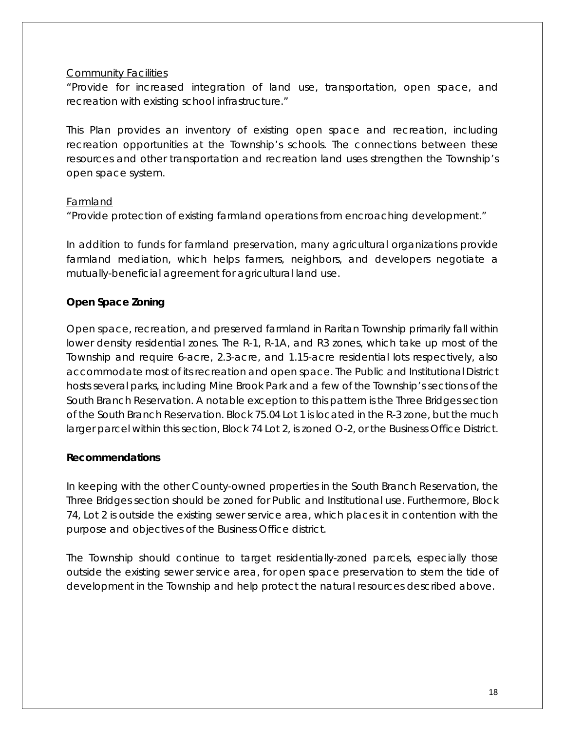Community Facilities

"Provide for increased integration of land use, transportation, open space, and recreation with existing school infrastructure."

This Plan provides an inventory of existing open space and recreation, including recreation opportunities at the Township's schools. The connections between these resources and other transportation and recreation land uses strengthen the Township's open space system.

Farmland

"Provide protection of existing farmland operations from encroaching development."

In addition to funds for farmland preservation, many agricultural organizations provide farmland mediation, which helps farmers, neighbors, and developers negotiate a mutually-beneficial agreement for agricultural land use.

**Open Space Zoning**

Open space, recreation, and preserved farmland in Raritan Township primarily fall within lower density residential zones. The R-1, R-1A, and R3 zones, which take up most of the Township and require 6-acre, 2.3-acre, and 1.15-acre residential lots respectively, also accommodate most of its recreation and open space. The Public and Institutional District hosts several parks, including Mine Brook Park and a few of the Township's sections of the South Branch Reservation. A notable exception to this pattern is the Three Bridges section of the South Branch Reservation. Block 75.04 Lot 1 is located in the R-3 zone, but the much larger parcel within this section, Block 74 Lot 2, is zoned O-2, or the Business Office District.

**Recommendations**

In keeping with the other County-owned properties in the South Branch Reservation, the Three Bridges section should be zoned for Public and Institutional use. Furthermore, Block 74, Lot 2 is outside the existing sewer service area, which places it in contention with the purpose and objectives of the Business Office district.

The Township should continue to target residentially-zoned parcels, especially those outside the existing sewer service area, for open space preservation to stem the tide of development in the Township and help protect the natural resources described above.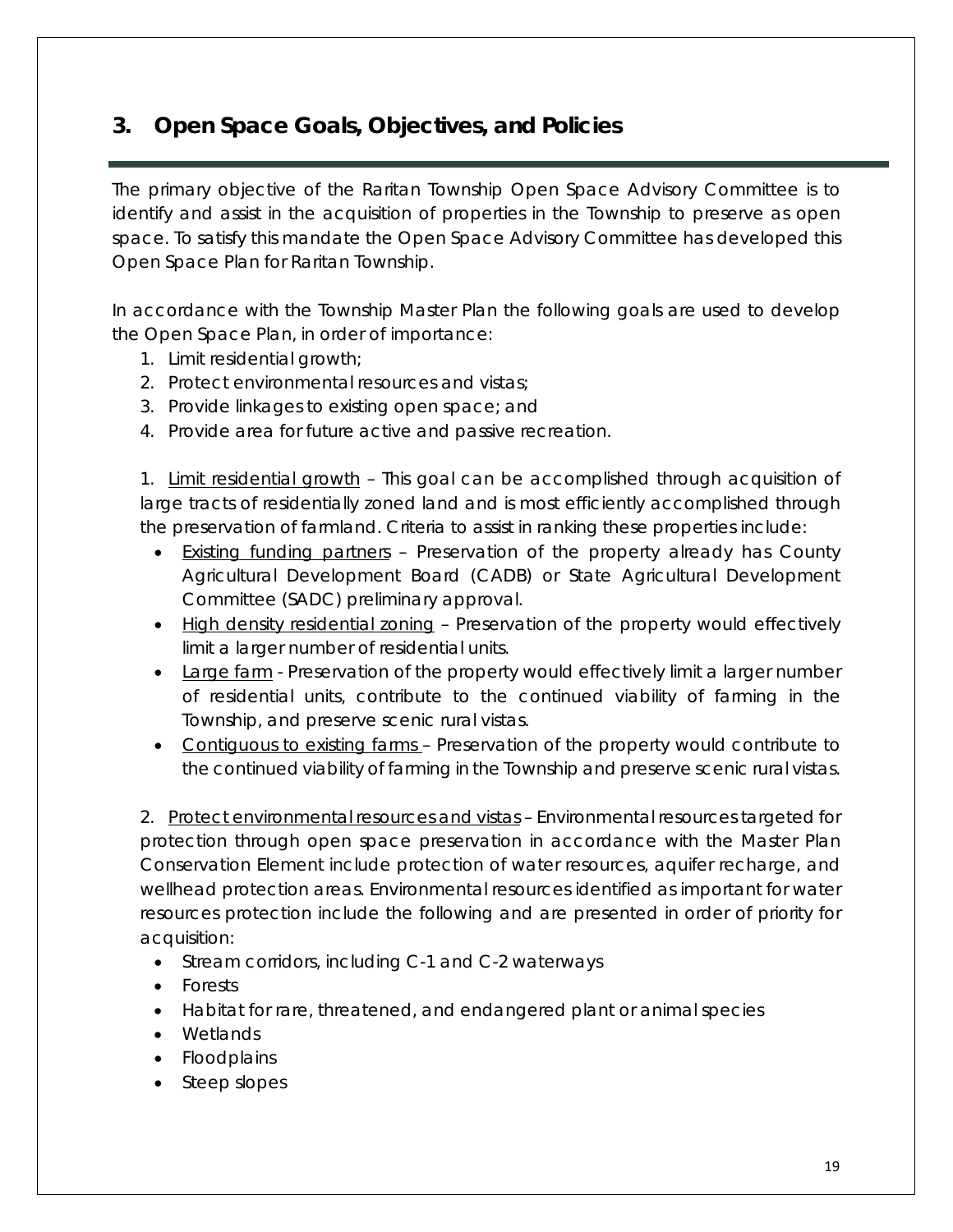## 3. Open Space Goals, Objectives, and Policies

The primary objective of the Raritan Township Open Space Advisory Committee is to identify and assist in the acquisition of properties in the Township to preserve as open space. To satisfy this mandate the Open Space Advisory Committee has developed this Open Space Plan for Raritan Township.

In accordance with the Township Master Plan the following goals are used to develop the Open Space Plan, in order of importance:

1. Limit residential growth;
2. Protect environmental resources and vistas;
3. Provide linkages to existing open space; and
4. Provide area for future active and passive recreation.

1. Limit residential growth – This goal can be accomplished through acquisition of large tracts of residentially zoned land and is most efficiently accomplished through the preservation of farmland. Criteria to assist in ranking these properties include:

- Existing funding partners – Preservation of the property already has County Agricultural Development Board (CADB) or State Agricultural Development Committee (SADC) preliminary approval.
- High density residential zoning – Preservation of the property would effectively limit a larger number of residential units.
- Large farm - Preservation of the property would effectively limit a larger number of residential units, contribute to the continued viability of farming in the Township, and preserve scenic rural vistas.
- Contiguous to existing farms – Preservation of the property would contribute to the continued viability of farming in the Township and preserve scenic rural vistas.

2. Protect environmental resources and vistas – Environmental resources targeted for protection through open space preservation in accordance with the Master Plan Conservation Element include protection of water resources, aquifer recharge, and wellhead protection areas. Environmental resources identified as important for water resources protection include the following and are presented in order of priority for acquisition:

- Stream corridors, including C-1 and C-2 waterways
- Forests
- Habitat for rare, threatened, and endangered plant or animal species
- Wetlands
- Floodplains
- Steep slopes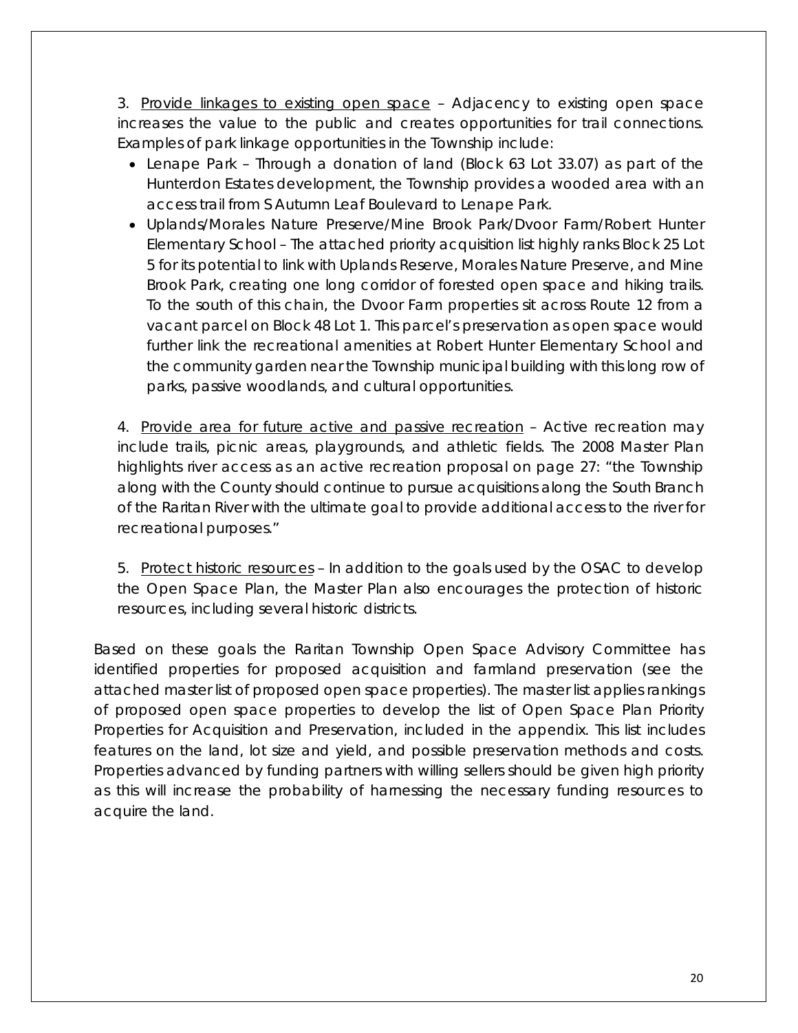3. Provide linkages to existing open space – Adjacency to existing open space increases the value to the public and creates opportunities for trail connections. Examples of park linkage opportunities in the Township include:

- Lenape Park – Through a donation of land (Block 63 Lot 33.07) as part of the Hunterdon Estates development, the Township provides a wooded area with an access trail from S Autumn Leaf Boulevard to Lenape Park.
- Uplands/Morales Nature Preserve/Mine Brook Park/Dvoor Farm/Robert Hunter Elementary School – The attached priority acquisition list highly ranks Block 25 Lot 5 for its potential to link with Uplands Reserve, Morales Nature Preserve, and Mine Brook Park, creating one long corridor of forested open space and hiking trails. To the south of this chain, the Dvoor Farm properties sit across Route 12 from a vacant parcel on Block 48 Lot 1. This parcel's preservation as open space would further link the recreational amenities at Robert Hunter Elementary School and the community garden near the Township municipal building with this long row of parks, passive woodlands, and cultural opportunities.

4. Provide area for future active and passive recreation – Active recreation may include trails, picnic areas, playgrounds, and athletic fields. The 2008 Master Plan highlights river access as an active recreation proposal on page 27: "the Township along with the County should continue to pursue acquisitions along the South Branch of the Raritan River with the ultimate goal to provide additional access to the river for recreational purposes."

5. Protect historic resources – In addition to the goals used by the OSAC to develop the Open Space Plan, the Master Plan also encourages the protection of historic resources, including several historic districts.

Based on these goals the Raritan Township Open Space Advisory Committee has identified properties for proposed acquisition and farmland preservation (see the attached master list of proposed open space properties). The master list applies rankings of proposed open space properties to develop the list of Open Space Plan Priority Properties for Acquisition and Preservation, included in the appendix. This list includes features on the land, lot size and yield, and possible preservation methods and costs. Properties advanced by funding partners with willing sellers should be given high priority as this will increase the probability of harnessing the necessary funding resources to acquire the land.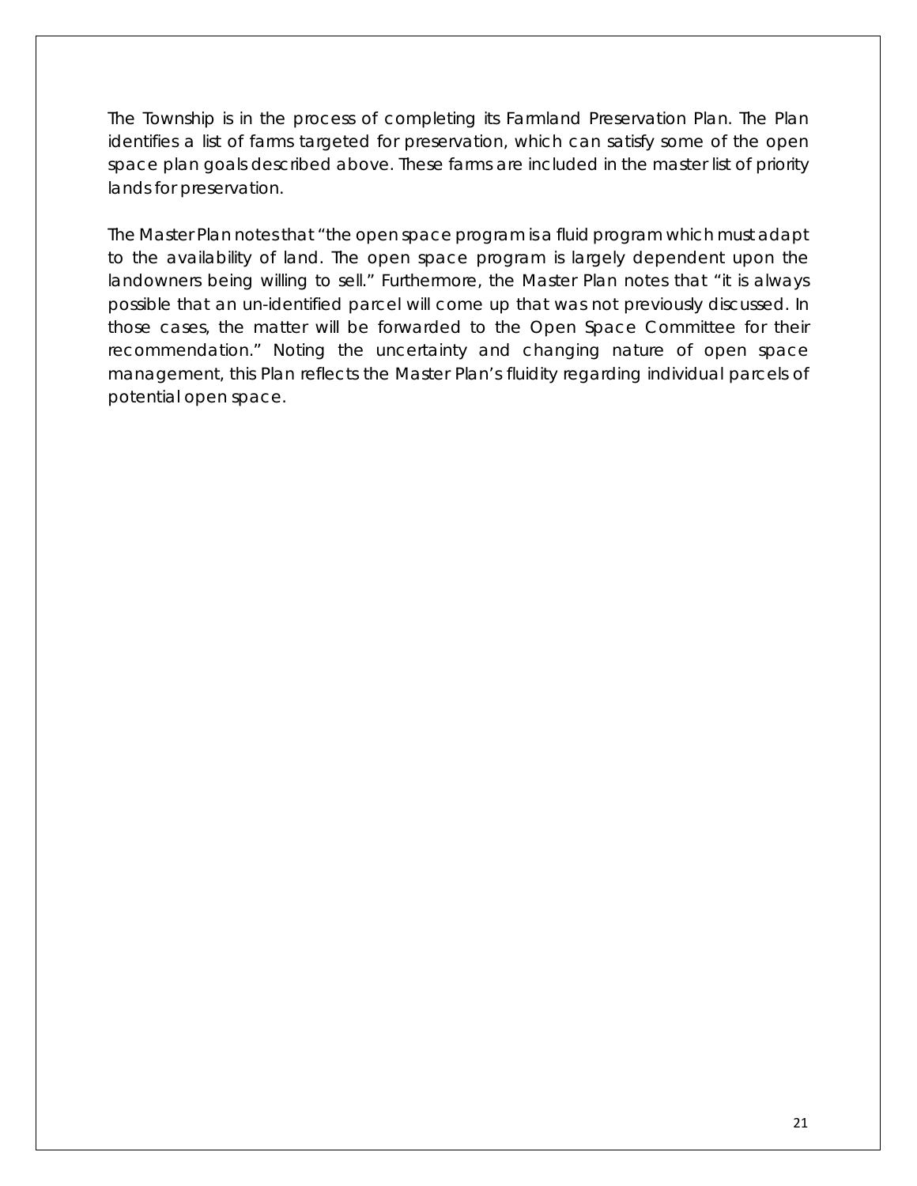The Township is in the process of completing its Farmland Preservation Plan. The Plan identifies a list of farms targeted for preservation, which can satisfy some of the open space plan goals described above. These farms are included in the master list of priority lands for preservation.

The Master Plan notes that "the open space program is a fluid program which must adapt to the availability of land. The open space program is largely dependent upon the landowners being willing to sell." Furthermore, the Master Plan notes that "it is always possible that an un-identified parcel will come up that was not previously discussed. In those cases, the matter will be forwarded to the Open Space Committee for their recommendation." Noting the uncertainty and changing nature of open space management, this Plan reflects the Master Plan's fluidity regarding individual parcels of potential open space.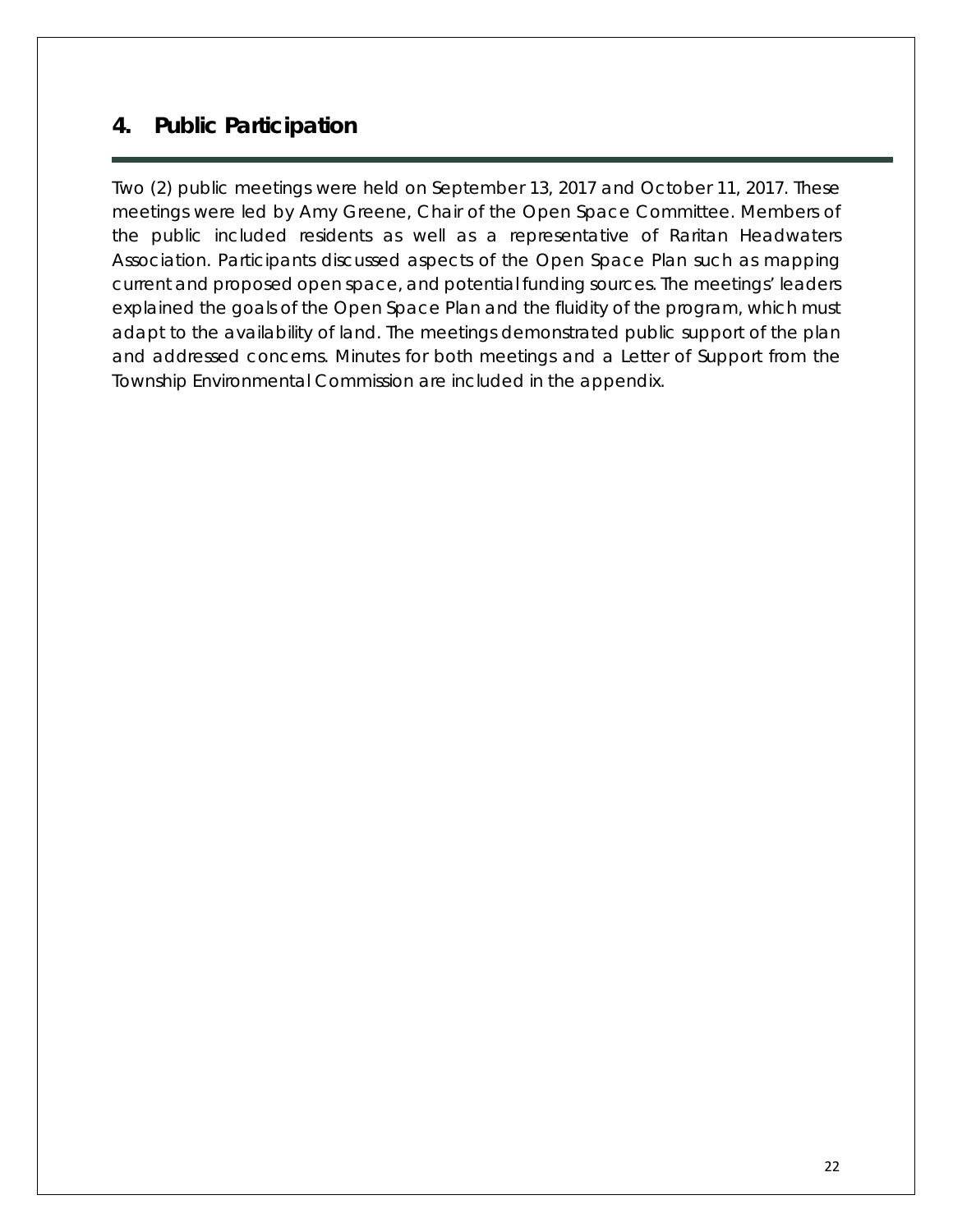## 4. Public Participation

Two (2) public meetings were held on September 13, 2017 and October 11, 2017. These meetings were led by Amy Greene, Chair of the Open Space Committee. Members of the public included residents as well as a representative of Raritan Headwaters Association. Participants discussed aspects of the Open Space Plan such as mapping current and proposed open space, and potential funding sources. The meetings' leaders explained the goals of the Open Space Plan and the fluidity of the program, which must adapt to the availability of land. The meetings demonstrated public support of the plan and addressed concerns. Minutes for both meetings and a Letter of Support from the Township Environmental Commission are included in the appendix.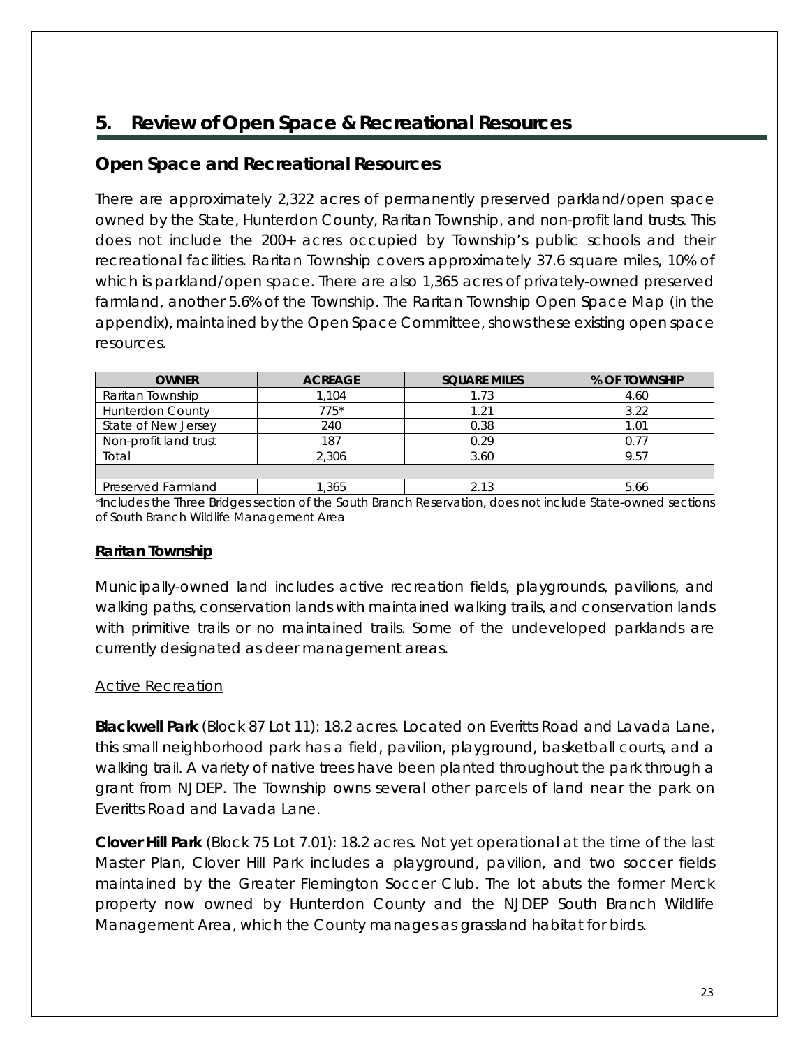## 5. Review of Open Space & Recreational Resources

### Open Space and Recreational Resources

There are approximately 2,322 acres of permanently preserved parkland/open space owned by the State, Hunterdon County, Raritan Township, and non-profit land trusts. This does not include the 200+ acres occupied by Township's public schools and their recreational facilities. Raritan Township covers approximately 37.6 square miles, 10% of which is parkland/open space. There are also 1,365 acres of privately-owned preserved farmland, another 5.6% of the Township. The Raritan Township Open Space Map (in the appendix), maintained by the Open Space Committee, shows these existing open space resources.

| OWNER | ACREAGE | SQUARE MILES | % OF TOWNSHIP |
|---|---|---|---|
| Raritan Township | 1,104 | 1.73 | 4.60 |
| Hunterdon County | 775* | 1.21 | 3.22 |
| State of New Jersey | 240 | 0.38 | 1.01 |
| Non-profit land trust | 187 | 0.29 | 0.77 |
| Total | 2,306 | 3.60 | 9.57 |
| | | | |
| Preserved Farmland | 1,365 | 2.13 | 5.66 |

*Includes the Three Bridges section of the South Branch Reservation, does not include State-owned sections of South Branch Wildlife Management Area

**Raritan Township**

Municipally-owned land includes active recreation fields, playgrounds, pavilions, and walking paths, conservation lands with maintained walking trails, and conservation lands with primitive trails or no maintained trails. Some of the undeveloped parklands are currently designated as deer management areas.

Active Recreation

**Blackwell Park** (Block 87 Lot 11): 18.2 acres. Located on Everitts Road and Lavada Lane, this small neighborhood park has a field, pavilion, playground, basketball courts, and a walking trail. A variety of native trees have been planted throughout the park through a grant from NJDEP. The Township owns several other parcels of land near the park on Everitts Road and Lavada Lane.

**Clover Hill Park** (Block 75 Lot 7.01): 18.2 acres. Not yet operational at the time of the last Master Plan, Clover Hill Park includes a playground, pavilion, and two soccer fields maintained by the Greater Flemington Soccer Club. The lot abuts the former Merck property now owned by Hunterdon County and the NJDEP South Branch Wildlife Management Area, which the County manages as grassland habitat for birds.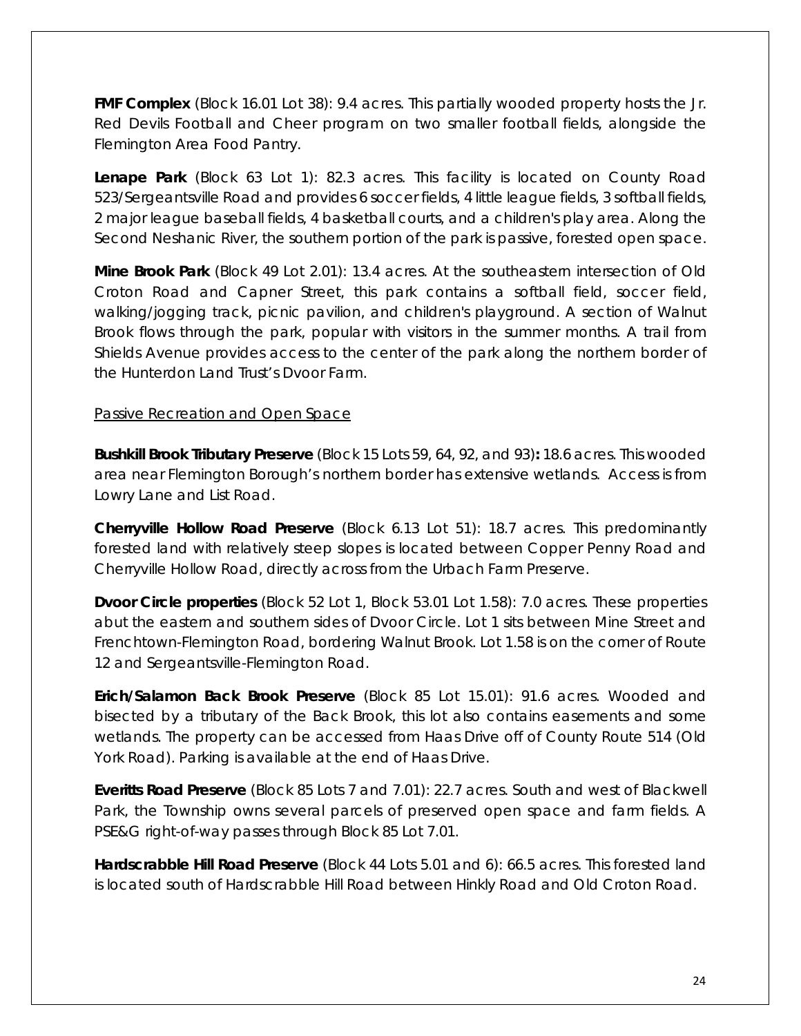**FMF Complex** (Block 16.01 Lot 38): 9.4 acres. This partially wooded property hosts the Jr. Red Devils Football and Cheer program on two smaller football fields, alongside the Flemington Area Food Pantry.

**Lenape Park** (Block 63 Lot 1): 82.3 acres. This facility is located on County Road 523/Sergeantsville Road and provides 6 soccer fields, 4 little league fields, 3 softball fields, 2 major league baseball fields, 4 basketball courts, and a children's play area. Along the Second Neshanic River, the southern portion of the park is passive, forested open space.

**Mine Brook Park** (Block 49 Lot 2.01): 13.4 acres. At the southeastern intersection of Old Croton Road and Capner Street, this park contains a softball field, soccer field, walking/jogging track, picnic pavilion, and children's playground. A section of Walnut Brook flows through the park, popular with visitors in the summer months. A trail from Shields Avenue provides access to the center of the park along the northern border of the Hunterdon Land Trust's Dvoor Farm.

Passive Recreation and Open Space

**Bushkill Brook Tributary Preserve** (Block 15 Lots 59, 64, 92, and 93)**:** 18.6 acres. This wooded area near Flemington Borough's northern border has extensive wetlands. Access is from Lowry Lane and List Road.

**Cherryville Hollow Road Preserve** (Block 6.13 Lot 51): 18.7 acres. This predominantly forested land with relatively steep slopes is located between Copper Penny Road and Cherryville Hollow Road, directly across from the Urbach Farm Preserve.

**Dvoor Circle properties** (Block 52 Lot 1, Block 53.01 Lot 1.58): 7.0 acres. These properties abut the eastern and southern sides of Dvoor Circle. Lot 1 sits between Mine Street and Frenchtown-Flemington Road, bordering Walnut Brook. Lot 1.58 is on the corner of Route 12 and Sergeantsville-Flemington Road.

**Erich/Salamon Back Brook Preserve** (Block 85 Lot 15.01): 91.6 acres. Wooded and bisected by a tributary of the Back Brook, this lot also contains easements and some wetlands. The property can be accessed from Haas Drive off of County Route 514 (Old York Road). Parking is available at the end of Haas Drive.

**Everitts Road Preserve** (Block 85 Lots 7 and 7.01): 22.7 acres. South and west of Blackwell Park, the Township owns several parcels of preserved open space and farm fields. A PSE&G right-of-way passes through Block 85 Lot 7.01.

**Hardscrabble Hill Road Preserve** (Block 44 Lots 5.01 and 6): 66.5 acres. This forested land is located south of Hardscrabble Hill Road between Hinkly Road and Old Croton Road.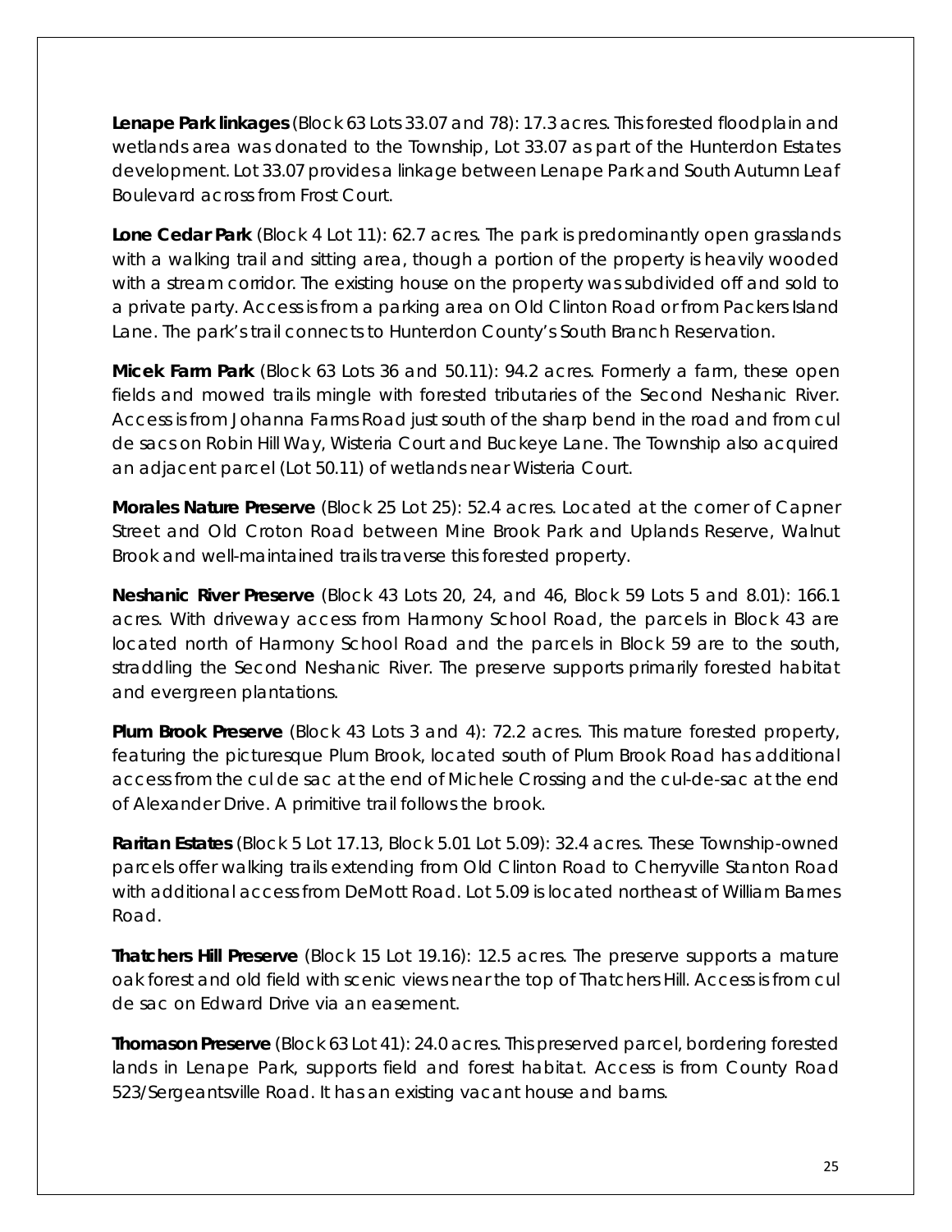**Lenape Park linkages** (Block 63 Lots 33.07 and 78): 17.3 acres. This forested floodplain and wetlands area was donated to the Township, Lot 33.07 as part of the Hunterdon Estates development. Lot 33.07 provides a linkage between Lenape Park and South Autumn Leaf Boulevard across from Frost Court.

**Lone Cedar Park** (Block 4 Lot 11): 62.7 acres. The park is predominantly open grasslands with a walking trail and sitting area, though a portion of the property is heavily wooded with a stream corridor. The existing house on the property was subdivided off and sold to a private party. Access is from a parking area on Old Clinton Road or from Packers Island Lane. The park's trail connects to Hunterdon County's South Branch Reservation.

**Micek Farm Park** (Block 63 Lots 36 and 50.11): 94.2 acres. Formerly a farm, these open fields and mowed trails mingle with forested tributaries of the Second Neshanic River. Access is from Johanna Farms Road just south of the sharp bend in the road and from cul de sacs on Robin Hill Way, Wisteria Court and Buckeye Lane. The Township also acquired an adjacent parcel (Lot 50.11) of wetlands near Wisteria Court.

**Morales Nature Preserve** (Block 25 Lot 25): 52.4 acres. Located at the corner of Capner Street and Old Croton Road between Mine Brook Park and Uplands Reserve, Walnut Brook and well-maintained trails traverse this forested property.

**Neshanic River Preserve** (Block 43 Lots 20, 24, and 46, Block 59 Lots 5 and 8.01): 166.1 acres. With driveway access from Harmony School Road, the parcels in Block 43 are located north of Harmony School Road and the parcels in Block 59 are to the south, straddling the Second Neshanic River. The preserve supports primarily forested habitat and evergreen plantations.

**Plum Brook Preserve** (Block 43 Lots 3 and 4): 72.2 acres. This mature forested property, featuring the picturesque Plum Brook, located south of Plum Brook Road has additional access from the cul de sac at the end of Michele Crossing and the cul-de-sac at the end of Alexander Drive. A primitive trail follows the brook.

**Raritan Estates** (Block 5 Lot 17.13, Block 5.01 Lot 5.09): 32.4 acres. These Township-owned parcels offer walking trails extending from Old Clinton Road to Cherryville Stanton Road with additional access from DeMott Road. Lot 5.09 is located northeast of William Barnes Road.

**Thatchers Hill Preserve** (Block 15 Lot 19.16): 12.5 acres. The preserve supports a mature oak forest and old field with scenic views near the top of Thatchers Hill. Access is from cul de sac on Edward Drive via an easement.

**Thomason Preserve** (Block 63 Lot 41): 24.0 acres. This preserved parcel, bordering forested lands in Lenape Park, supports field and forest habitat. Access is from County Road 523/Sergeantsville Road. It has an existing vacant house and barns.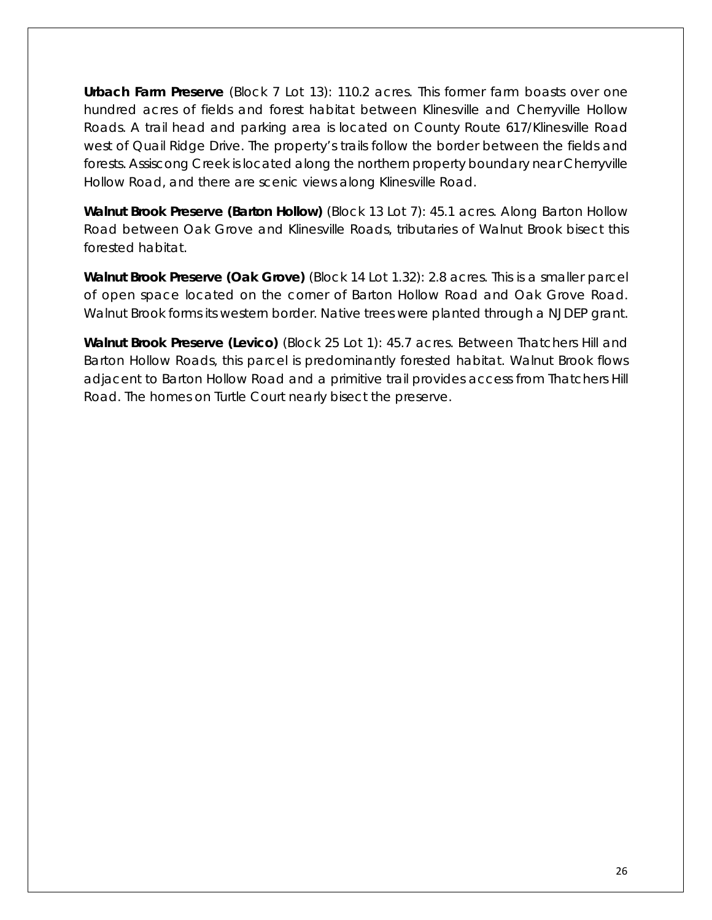**Urbach Farm Preserve** (Block 7 Lot 13): 110.2 acres. This former farm boasts over one hundred acres of fields and forest habitat between Klinesville and Cherryville Hollow Roads. A trail head and parking area is located on County Route 617/Klinesville Road west of Quail Ridge Drive. The property's trails follow the border between the fields and forests. Assiscong Creek is located along the northern property boundary near Cherryville Hollow Road, and there are scenic views along Klinesville Road.

**Walnut Brook Preserve (Barton Hollow)** (Block 13 Lot 7): 45.1 acres. Along Barton Hollow Road between Oak Grove and Klinesville Roads, tributaries of Walnut Brook bisect this forested habitat.

**Walnut Brook Preserve (Oak Grove)** (Block 14 Lot 1.32): 2.8 acres. This is a smaller parcel of open space located on the corner of Barton Hollow Road and Oak Grove Road. Walnut Brook forms its western border. Native trees were planted through a NJDEP grant.

**Walnut Brook Preserve (Levico)** (Block 25 Lot 1): 45.7 acres. Between Thatchers Hill and Barton Hollow Roads, this parcel is predominantly forested habitat. Walnut Brook flows adjacent to Barton Hollow Road and a primitive trail provides access from Thatchers Hill Road. The homes on Turtle Court nearly bisect the preserve.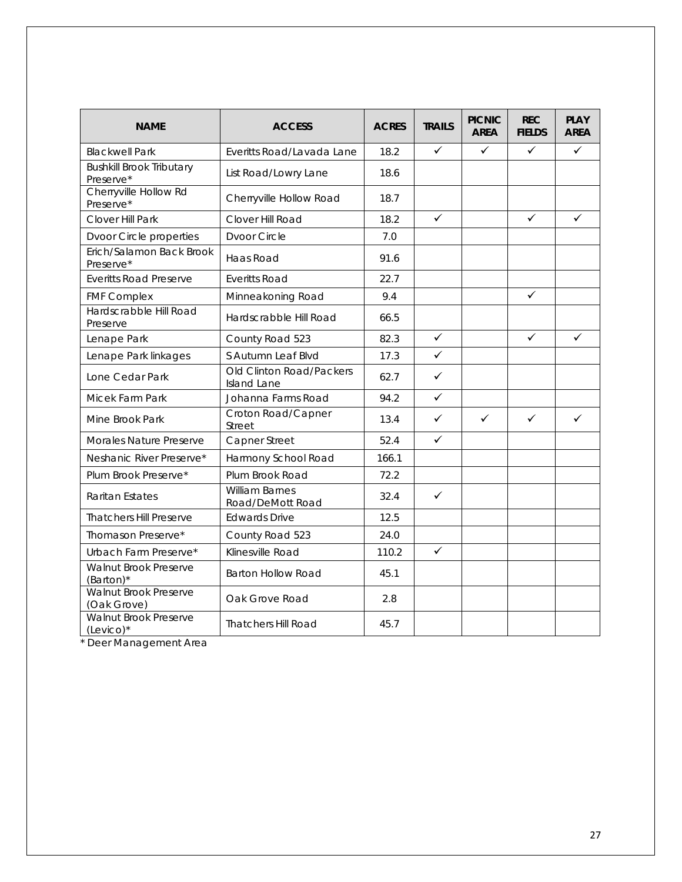| NAME | ACCESS | ACRES | TRAILS | PICNIC AREA | REC FIELDS | PLAY AREA |
|---|---|---|---|---|---|---|
| Blackwell Park | Everitts Road/Lavada Lane | 18.2 | ✓ | ✓ | ✓ | ✓ |
| Bushkill Brook Tributary Preserve* | List Road/Lowry Lane | 18.6 | | | | |
| Cherryville Hollow Rd Preserve* | Cherryville Hollow Road | 18.7 | | | | |
| Clover Hill Park | Clover Hill Road | 18.2 | ✓ | | ✓ | ✓ |
| Dvoor Circle properties | Dvoor Circle | 7.0 | | | | |
| Erich/Salamon Back Brook Preserve* | Haas Road | 91.6 | | | | |
| Everitts Road Preserve | Everitts Road | 22.7 | | | | |
| FMF Complex | Minneakoning Road | 9.4 | | | ✓ | |
| Hardscrabble Hill Road Preserve | Hardscrabble Hill Road | 66.5 | | | | |
| Lenape Park | County Road 523 | 82.3 | ✓ | | ✓ | ✓ |
| Lenape Park linkages | S Autumn Leaf Blvd | 17.3 | ✓ | | | |
| Lone Cedar Park | Old Clinton Road/Packers Island Lane | 62.7 | ✓ | | | |
| Micek Farm Park | Johanna Farms Road | 94.2 | ✓ | | | |
| Mine Brook Park | Croton Road/Capner Street | 13.4 | ✓ | ✓ | ✓ | ✓ |
| Morales Nature Preserve | Capner Street | 52.4 | ✓ | | | |
| Neshanic River Preserve* | Harmony School Road | 166.1 | | | | |
| Plum Brook Preserve* | Plum Brook Road | 72.2 | | | | |
| Raritan Estates | William Barnes Road/DeMott Road | 32.4 | ✓ | | | |
| Thatchers Hill Preserve | Edwards Drive | 12.5 | | | | |
| Thomason Preserve* | County Road 523 | 24.0 | | | | |
| Urbach Farm Preserve* | Klinesville Road | 110.2 | ✓ | | | |
| Walnut Brook Preserve (Barton)* | Barton Hollow Road | 45.1 | | | | |
| Walnut Brook Preserve (Oak Grove) | Oak Grove Road | 2.8 | | | | |
| Walnut Brook Preserve (Levico)* | Thatchers Hill Road | 45.7 | | | | |

* Deer Management Area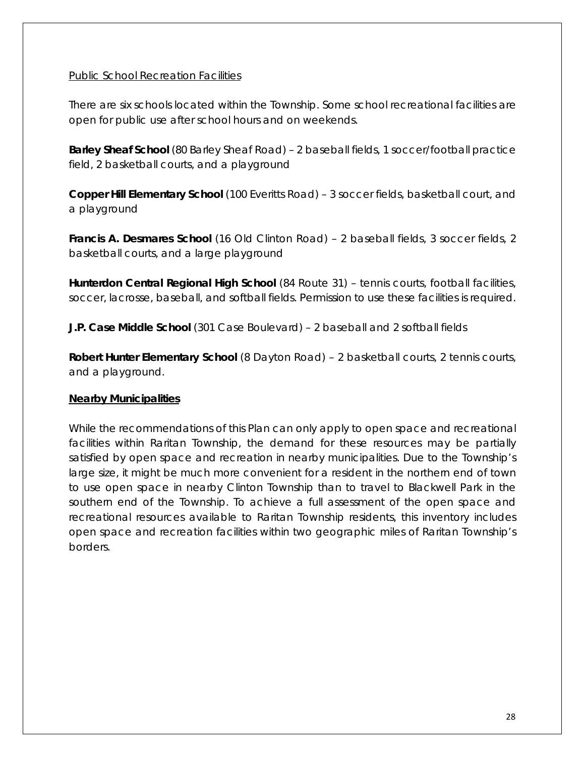Public School Recreation Facilities

There are six schools located within the Township. Some school recreational facilities are open for public use after school hours and on weekends.

**Barley Sheaf School** (80 Barley Sheaf Road) – 2 baseball fields, 1 soccer/football practice field, 2 basketball courts, and a playground

**Copper Hill Elementary School** (100 Everitts Road) – 3 soccer fields, basketball court, and a playground

**Francis A. Desmares School** (16 Old Clinton Road) – 2 baseball fields, 3 soccer fields, 2 basketball courts, and a large playground

**Hunterdon Central Regional High School** (84 Route 31) – tennis courts, football facilities, soccer, lacrosse, baseball, and softball fields. Permission to use these facilities is required.

**J.P. Case Middle School** (301 Case Boulevard) – 2 baseball and 2 softball fields

**Robert Hunter Elementary School** (8 Dayton Road) – 2 basketball courts, 2 tennis courts, and a playground.

**Nearby Municipalities**

While the recommendations of this Plan can only apply to open space and recreational facilities within Raritan Township, the demand for these resources may be partially satisfied by open space and recreation in nearby municipalities. Due to the Township's large size, it might be much more convenient for a resident in the northern end of town to use open space in nearby Clinton Township than to travel to Blackwell Park in the southern end of the Township. To achieve a full assessment of the open space and recreational resources available to Raritan Township residents, this inventory includes open space and recreation facilities within two geographic miles of Raritan Township's borders.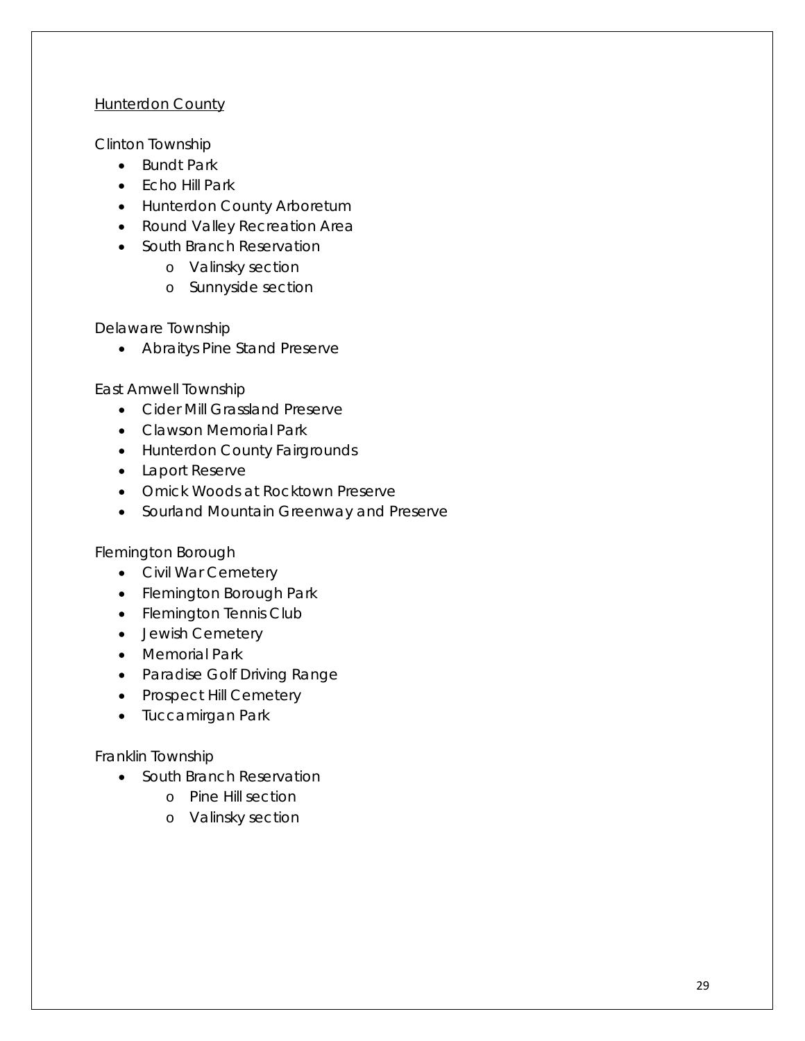<u>Hunterdon County</u>

Clinton Township

- Bundt Park
- Echo Hill Park
- Hunterdon County Arboretum
- Round Valley Recreation Area
- South Branch Reservation
  - Valinsky section
  - Sunnyside section

Delaware Township

- Abraitys Pine Stand Preserve

East Amwell Township

- Cider Mill Grassland Preserve
- Clawson Memorial Park
- Hunterdon County Fairgrounds
- Laport Reserve
- Omick Woods at Rocktown Preserve
- Sourland Mountain Greenway and Preserve

Flemington Borough

- Civil War Cemetery
- Flemington Borough Park
- Flemington Tennis Club
- Jewish Cemetery
- Memorial Park
- Paradise Golf Driving Range
- Prospect Hill Cemetery
- Tuccamirgan Park

Franklin Township

- South Branch Reservation
  - Pine Hill section
  - Valinsky section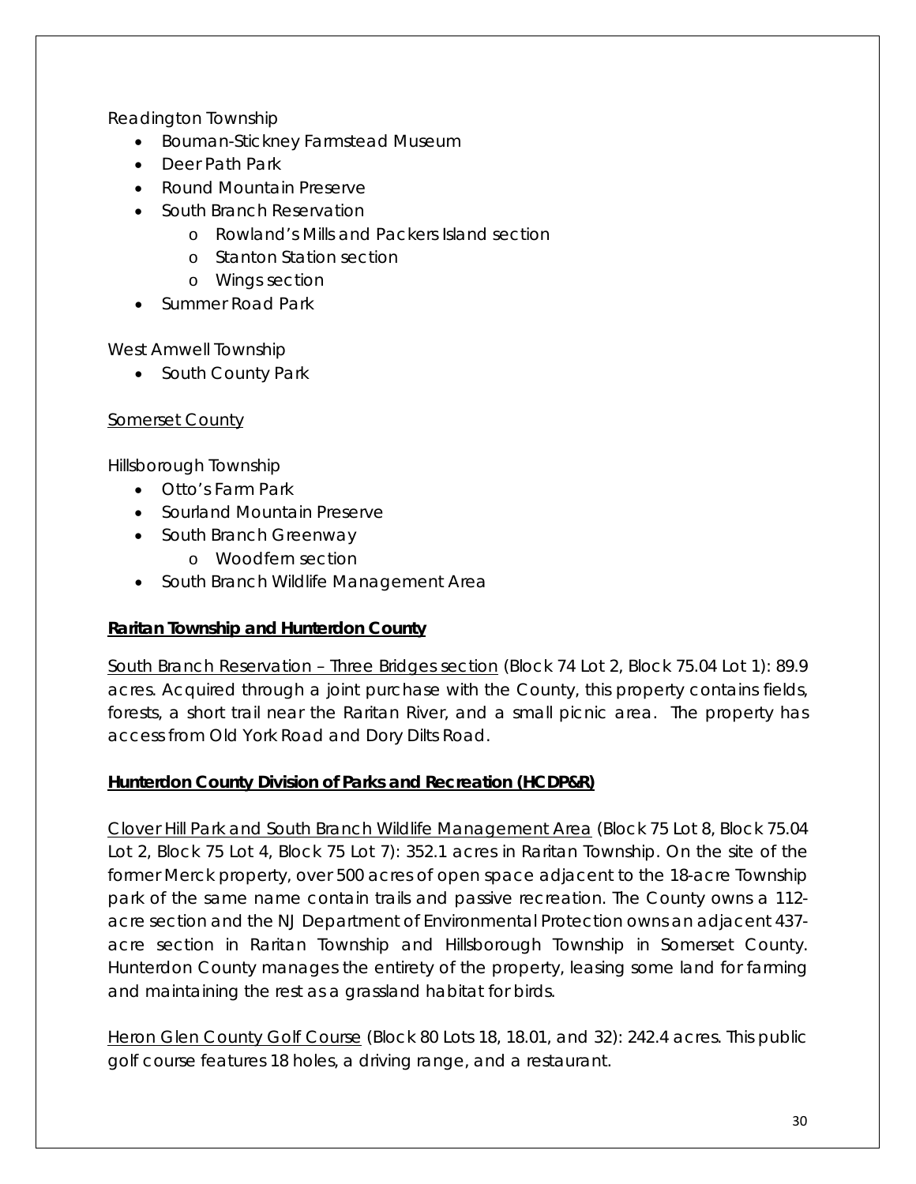Readington Township

- Bouman-Stickney Farmstead Museum
- Deer Path Park
- Round Mountain Preserve
- South Branch Reservation
    - Rowland's Mills and Packers Island section
    - Stanton Station section
    - Wings section
- Summer Road Park

West Amwell Township

- South County Park

<u>Somerset County</u>

Hillsborough Township

- Otto's Farm Park
- Sourland Mountain Preserve
- South Branch Greenway
    - Woodfern section
- South Branch Wildlife Management Area

**<u>Raritan Township and Hunterdon County</u>**

<u>South Branch Reservation – Three Bridges section</u> (Block 74 Lot 2, Block 75.04 Lot 1): 89.9 acres. Acquired through a joint purchase with the County, this property contains fields, forests, a short trail near the Raritan River, and a small picnic area. The property has access from Old York Road and Dory Dilts Road.

**<u>Hunterdon County Division of Parks and Recreation (HCDP&R)</u>**

<u>Clover Hill Park and South Branch Wildlife Management Area</u> (Block 75 Lot 8, Block 75.04 Lot 2, Block 75 Lot 4, Block 75 Lot 7): 352.1 acres in Raritan Township. On the site of the former Merck property, over 500 acres of open space adjacent to the 18-acre Township park of the same name contain trails and passive recreation. The County owns a 112-acre section and the NJ Department of Environmental Protection owns an adjacent 437-acre section in Raritan Township and Hillsborough Township in Somerset County. Hunterdon County manages the entirety of the property, leasing some land for farming and maintaining the rest as a grassland habitat for birds.

<u>Heron Glen County Golf Course</u> (Block 80 Lots 18, 18.01, and 32): 242.4 acres. This public golf course features 18 holes, a driving range, and a restaurant.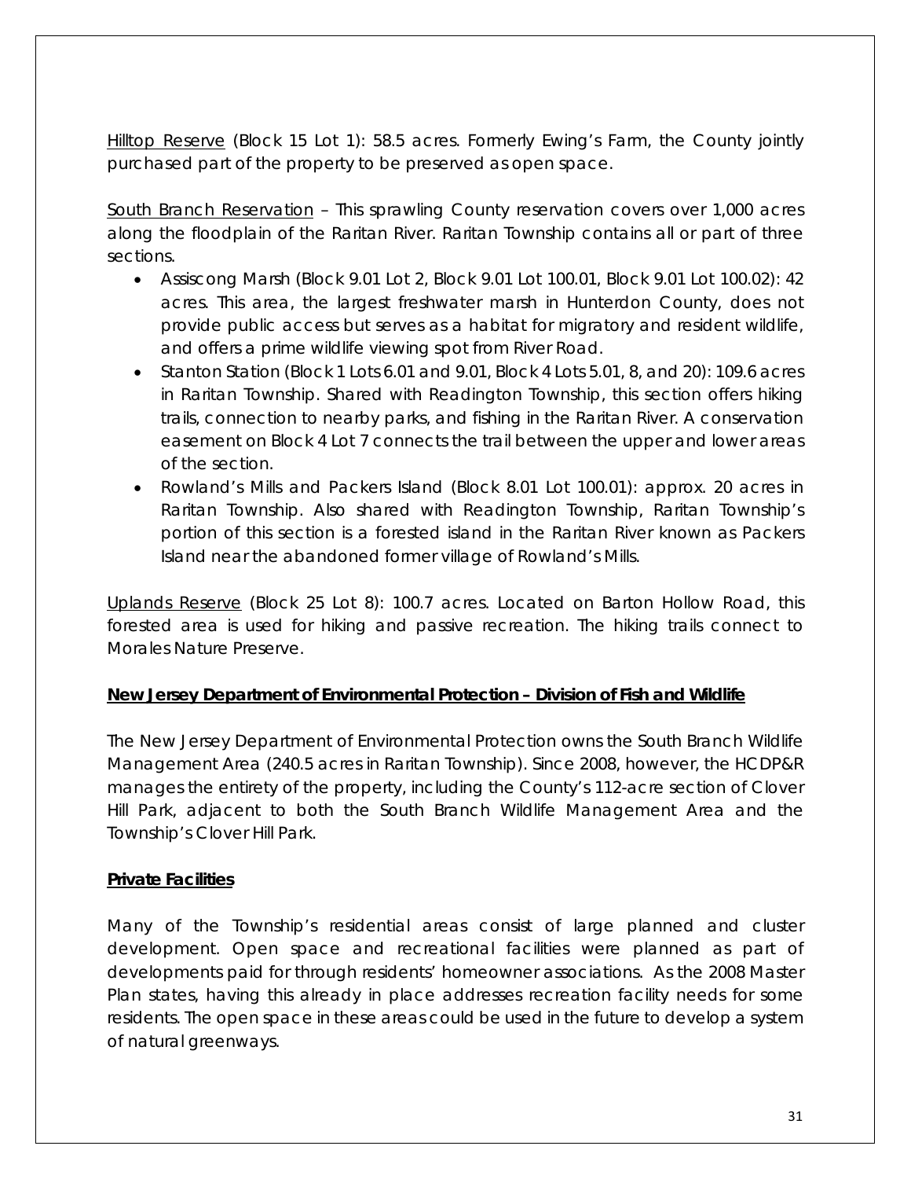Hilltop Reserve (Block 15 Lot 1): 58.5 acres. Formerly Ewing's Farm, the County jointly purchased part of the property to be preserved as open space.

South Branch Reservation – This sprawling County reservation covers over 1,000 acres along the floodplain of the Raritan River. Raritan Township contains all or part of three sections.

- Assiscong Marsh (Block 9.01 Lot 2, Block 9.01 Lot 100.01, Block 9.01 Lot 100.02): 42 acres. This area, the largest freshwater marsh in Hunterdon County, does not provide public access but serves as a habitat for migratory and resident wildlife, and offers a prime wildlife viewing spot from River Road.
- Stanton Station (Block 1 Lots 6.01 and 9.01, Block 4 Lots 5.01, 8, and 20): 109.6 acres in Raritan Township. Shared with Readington Township, this section offers hiking trails, connection to nearby parks, and fishing in the Raritan River. A conservation easement on Block 4 Lot 7 connects the trail between the upper and lower areas of the section.
- Rowland's Mills and Packers Island (Block 8.01 Lot 100.01): approx. 20 acres in Raritan Township. Also shared with Readington Township, Raritan Township's portion of this section is a forested island in the Raritan River known as Packers Island near the abandoned former village of Rowland's Mills.

Uplands Reserve (Block 25 Lot 8): 100.7 acres. Located on Barton Hollow Road, this forested area is used for hiking and passive recreation. The hiking trails connect to Morales Nature Preserve.

**New Jersey Department of Environmental Protection – Division of Fish and Wildlife**

The New Jersey Department of Environmental Protection owns the South Branch Wildlife Management Area (240.5 acres in Raritan Township). Since 2008, however, the HCDP&R manages the entirety of the property, including the County's 112-acre section of Clover Hill Park, adjacent to both the South Branch Wildlife Management Area and the Township's Clover Hill Park.

**Private Facilities**

Many of the Township's residential areas consist of large planned and cluster development. Open space and recreational facilities were planned as part of developments paid for through residents' homeowner associations. As the 2008 Master Plan states, having this already in place addresses recreation facility needs for some residents. The open space in these areas could be used in the future to develop a system of natural greenways.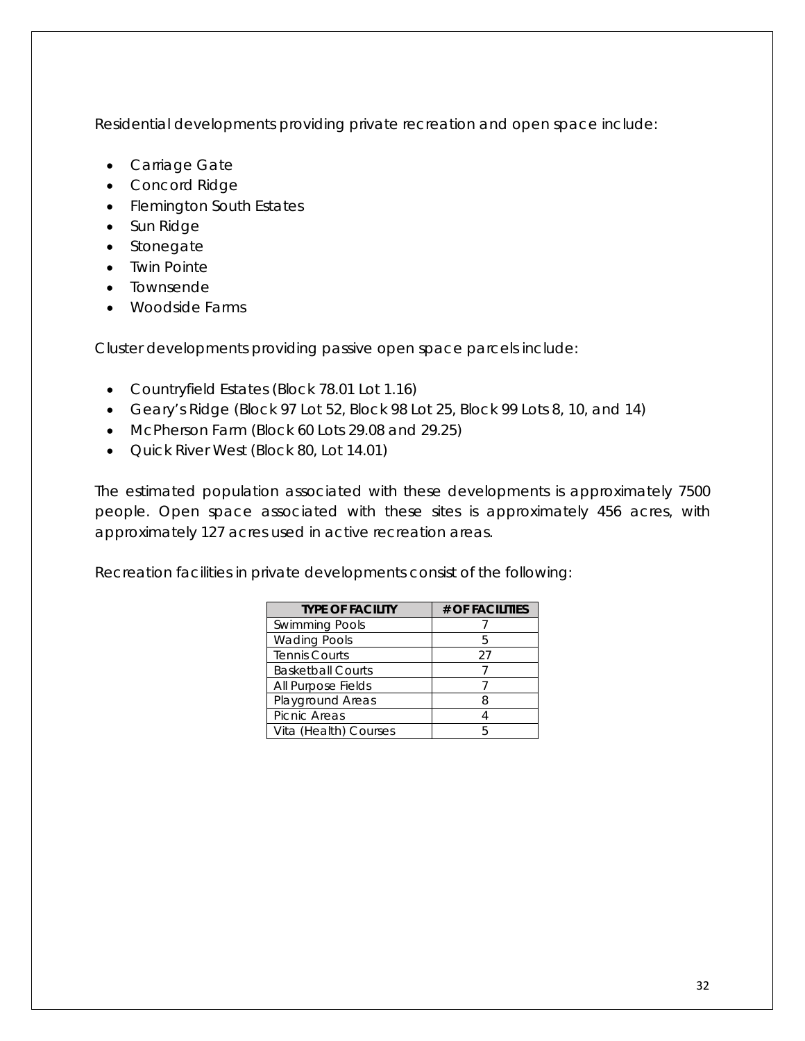Residential developments providing private recreation and open space include:

- Carriage Gate
- Concord Ridge
- Flemington South Estates
- Sun Ridge
- Stonegate
- Twin Pointe
- Townsende
- Woodside Farms

Cluster developments providing passive open space parcels include:

- Countryfield Estates (Block 78.01 Lot 1.16)
- Geary's Ridge (Block 97 Lot 52, Block 98 Lot 25, Block 99 Lots 8, 10, and 14)
- McPherson Farm (Block 60 Lots 29.08 and 29.25)
- Quick River West (Block 80, Lot 14.01)

The estimated population associated with these developments is approximately 7500 people. Open space associated with these sites is approximately 456 acres, with approximately 127 acres used in active recreation areas.

Recreation facilities in private developments consist of the following:

| TYPE OF FACILITY | # OF FACILITIES |
|---|---|
| Swimming Pools | 7 |
| Wading Pools | 5 |
| Tennis Courts | 27 |
| Basketball Courts | 7 |
| All Purpose Fields | 7 |
| Playground Areas | 8 |
| Picnic Areas | 4 |
| Vita (Health) Courses | 5 |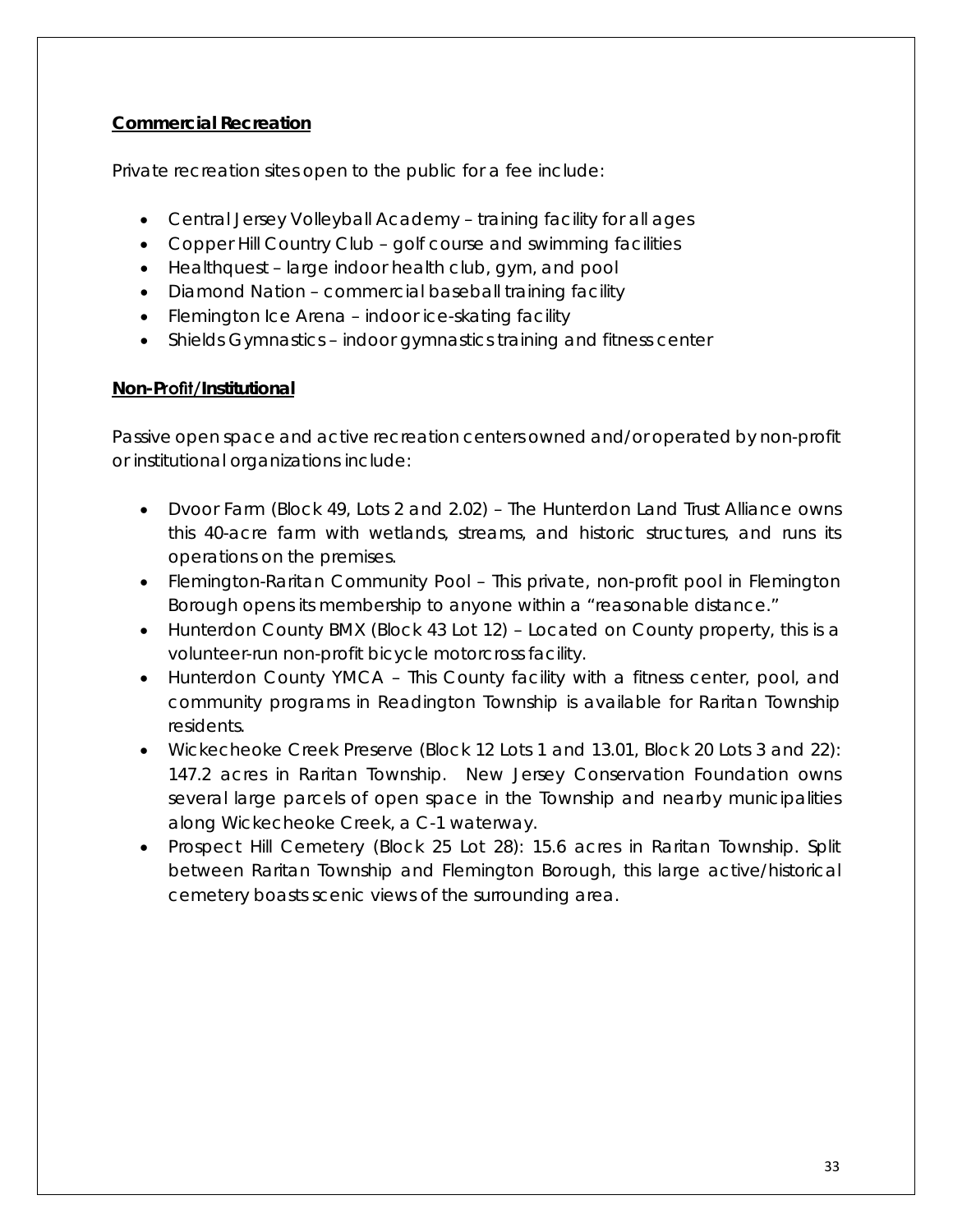### **Commercial Recreation**

Private recreation sites open to the public for a fee include:

- Central Jersey Volleyball Academy – training facility for all ages
- Copper Hill Country Club – golf course and swimming facilities
- Healthquest – large indoor health club, gym, and pool
- Diamond Nation – commercial baseball training facility
- Flemington Ice Arena – indoor ice-skating facility
- Shields Gymnastics – indoor gymnastics training and fitness center

### **Non-Profit/Institutional**

Passive open space and active recreation centers owned and/or operated by non-profit or institutional organizations include:

- Dvoor Farm (Block 49, Lots 2 and 2.02) – The Hunterdon Land Trust Alliance owns this 40-acre farm with wetlands, streams, and historic structures, and runs its operations on the premises.
- Flemington-Raritan Community Pool – This private, non-profit pool in Flemington Borough opens its membership to anyone within a "reasonable distance."
- Hunterdon County BMX (Block 43 Lot 12) – Located on County property, this is a volunteer-run non-profit bicycle motorcross facility.
- Hunterdon County YMCA – This County facility with a fitness center, pool, and community programs in Readington Township is available for Raritan Township residents.
- Wickecheoke Creek Preserve (Block 12 Lots 1 and 13.01, Block 20 Lots 3 and 22): 147.2 acres in Raritan Township. New Jersey Conservation Foundation owns several large parcels of open space in the Township and nearby municipalities along Wickecheoke Creek, a C-1 waterway.
- Prospect Hill Cemetery (Block 25 Lot 28): 15.6 acres in Raritan Township. Split between Raritan Township and Flemington Borough, this large active/historical cemetery boasts scenic views of the surrounding area.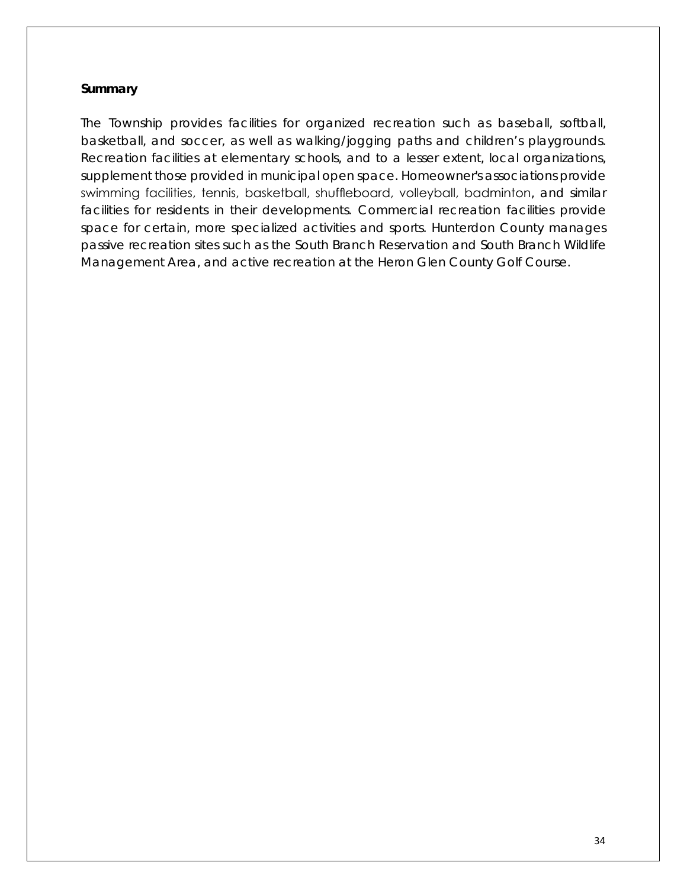**Summary**

The Township provides facilities for organized recreation such as baseball, softball, basketball, and soccer, as well as walking/jogging paths and children's playgrounds. Recreation facilities at elementary schools, and to a lesser extent, local organizations, supplement those provided in municipal open space. Homeowner's associations provide swimming facilities, tennis, basketball, shuffleboard, volleyball, badminton, and similar facilities for residents in their developments. Commercial recreation facilities provide space for certain, more specialized activities and sports. Hunterdon County manages passive recreation sites such as the South Branch Reservation and South Branch Wildlife Management Area, and active recreation at the Heron Glen County Golf Course.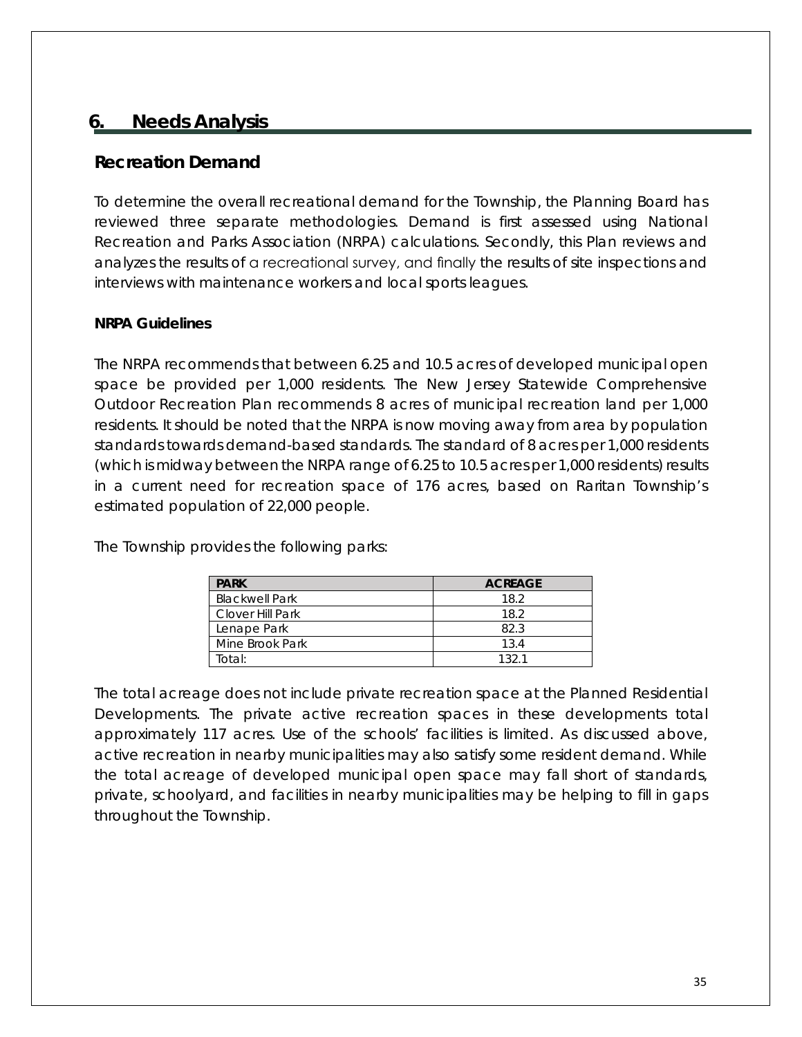# 6. Needs Analysis

## Recreation Demand

To determine the overall recreational demand for the Township, the Planning Board has reviewed three separate methodologies. Demand is first assessed using National Recreation and Parks Association (NRPA) calculations. Secondly, this Plan reviews and analyzes the results of a recreational survey, and finally the results of site inspections and interviews with maintenance workers and local sports leagues.

### NRPA Guidelines

The NRPA recommends that between 6.25 and 10.5 acres of developed municipal open space be provided per 1,000 residents. The New Jersey Statewide Comprehensive Outdoor Recreation Plan recommends 8 acres of municipal recreation land per 1,000 residents. It should be noted that the NRPA is now moving away from area by population standards towards demand-based standards. The standard of 8 acres per 1,000 residents (which is midway between the NRPA range of 6.25 to 10.5 acres per 1,000 residents) results in a current need for recreation space of 176 acres, based on Raritan Township's estimated population of 22,000 people.

The Township provides the following parks:

| PARK | ACREAGE |
|---|---|
| Blackwell Park | 18.2 |
| Clover Hill Park | 18.2 |
| Lenape Park | 82.3 |
| Mine Brook Park | 13.4 |
| Total: | 132.1 |

The total acreage does not include private recreation space at the Planned Residential Developments. The private active recreation spaces in these developments total approximately 117 acres. Use of the schools' facilities is limited. As discussed above, active recreation in nearby municipalities may also satisfy some resident demand. While the total acreage of developed municipal open space may fall short of standards, private, schoolyard, and facilities in nearby municipalities may be helping to fill in gaps throughout the Township.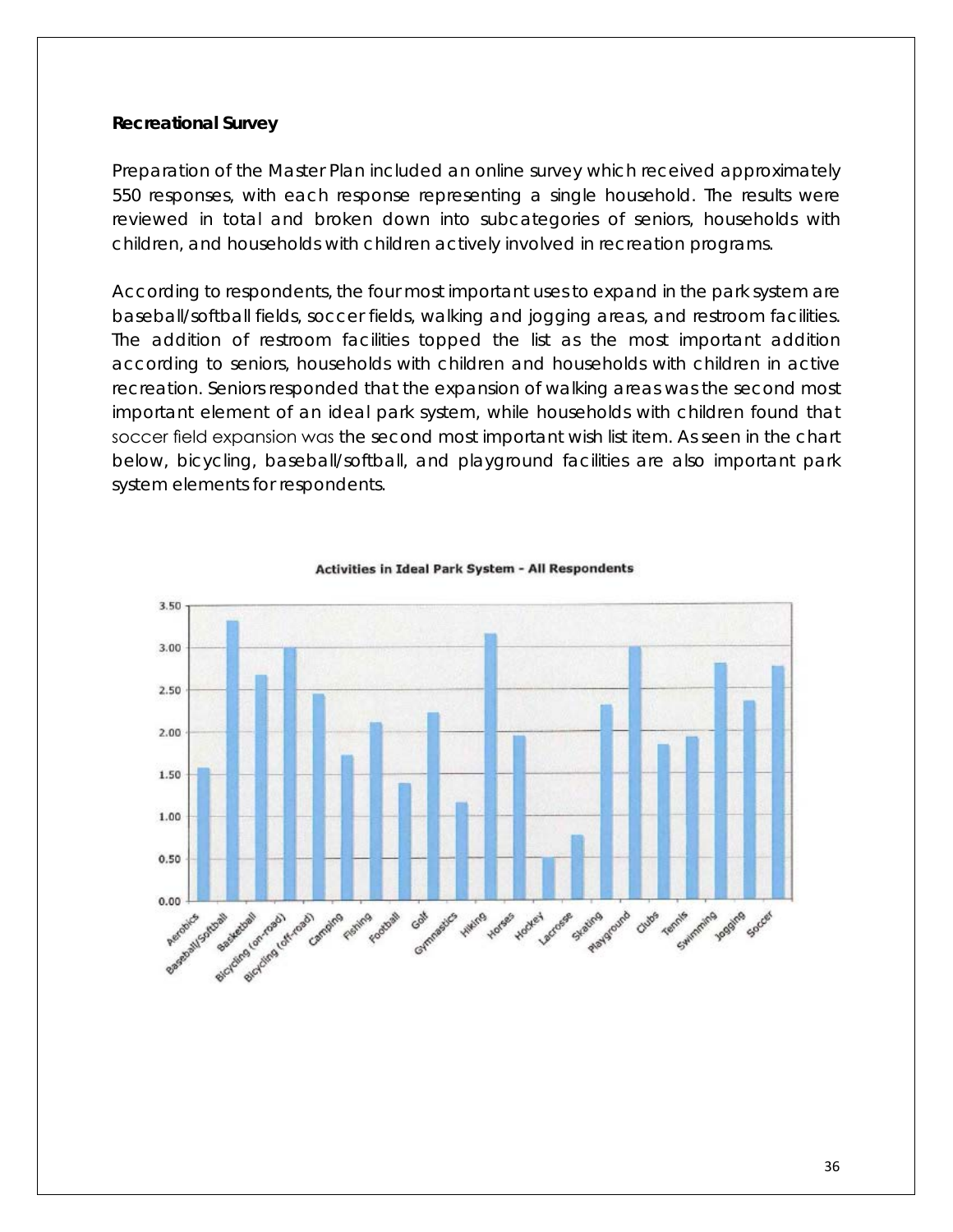**Recreational Survey**

Preparation of the Master Plan included an online survey which received approximately 550 responses, with each response representing a single household. The results were reviewed in total and broken down into subcategories of seniors, households with children, and households with children actively involved in recreation programs.

According to respondents, the four most important uses to expand in the park system are baseball/softball fields, soccer fields, walking and jogging areas, and restroom facilities. The addition of restroom facilities topped the list as the most important addition according to seniors, households with children and households with children in active recreation. Seniors responded that the expansion of walking areas was the second most important element of an ideal park system, while households with children found that soccer field expansion was the second most important wish list item. As seen in the chart below, bicycling, baseball/softball, and playground facilities are also important park system elements for respondents.

**Activities in Ideal Park System - All Respondents**

| Activity | Score (approx.) |
|---|---|
| Aerobics | 1.57 |
| Baseball/Softball | 3.32 |
| Basketball | 2.67 |
| Bicycling (on-road) | 3.00 |
| Bicycling (off-road) | 2.45 |
| Camping | 1.72 |
| Fishing | 2.11 |
| Football | 1.39 |
| Golf | 2.23 |
| Gymnastics | 1.16 |
| Hiking | 3.16 |
| Horses | 1.96 |
| Hockey | 0.51 |
| Lacrosse | 0.78 |
| Skating | 2.32 |
| Playground | 3.01 |
| Clubs | 1.85 |
| Tennis | 1.94 |
| Swimming | 2.82 |
| Jogging | 2.37 |
| Soccer | 2.78 |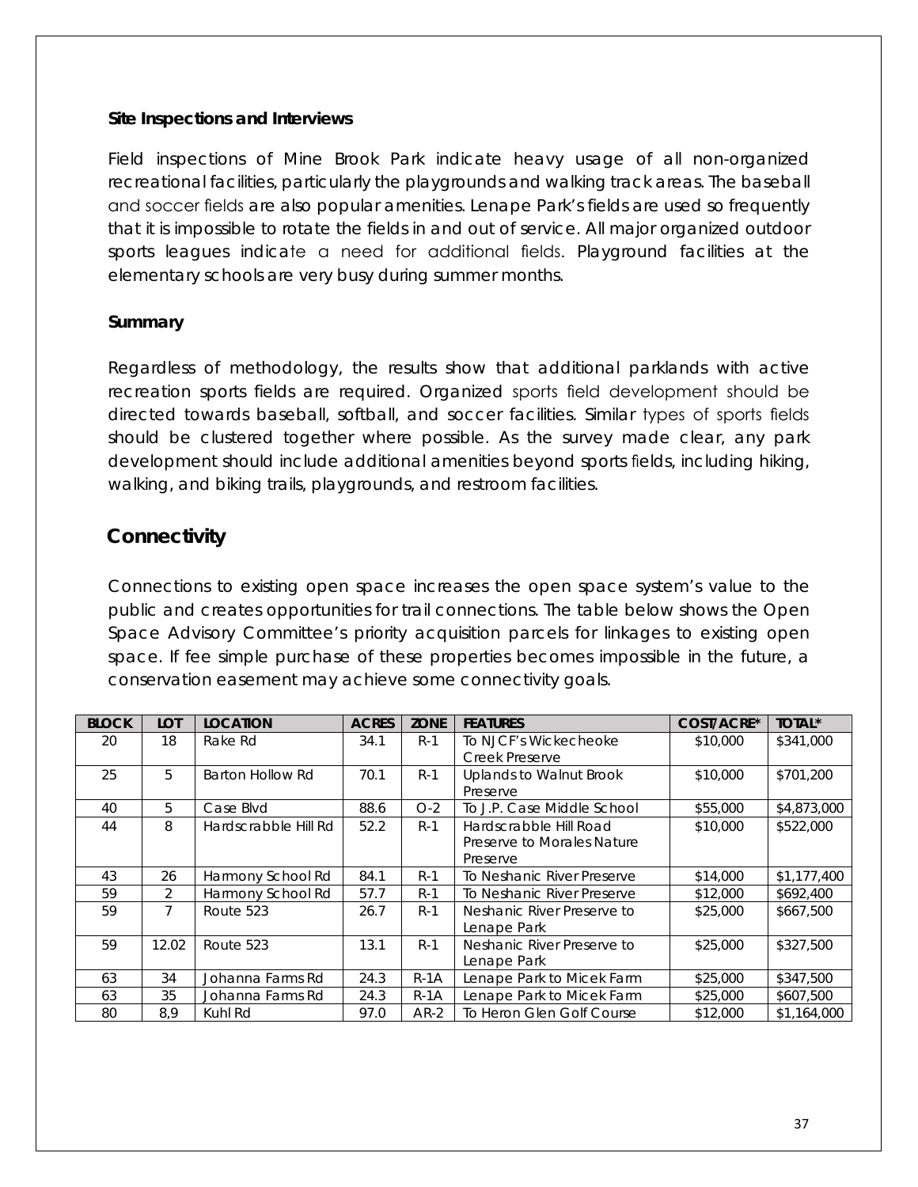### Site Inspections and Interviews

Field inspections of Mine Brook Park indicate heavy usage of all non-organized recreational facilities, particularly the playgrounds and walking track areas. The baseball and soccer fields are also popular amenities. Lenape Park's fields are used so frequently that it is impossible to rotate the fields in and out of service. All major organized outdoor sports leagues indicate a need for additional fields. Playground facilities at the elementary schools are very busy during summer months.

### Summary

Regardless of methodology, the results show that additional parklands with active recreation sports fields are required. Organized sports field development should be directed towards baseball, softball, and soccer facilities. Similar types of sports fields should be clustered together where possible. As the survey made clear, any park development should include additional amenities beyond sports fields, including hiking, walking, and biking trails, playgrounds, and restroom facilities.

## Connectivity

Connections to existing open space increases the open space system's value to the public and creates opportunities for trail connections. The table below shows the Open Space Advisory Committee's priority acquisition parcels for linkages to existing open space. If fee simple purchase of these properties becomes impossible in the future, a conservation easement may achieve some connectivity goals.

| BLOCK | LOT | LOCATION | ACRES | ZONE | FEATURES | COST/ACRE* | TOTAL* |
|---|---|---|---|---|---|---|---|
| 20 | 18 | Rake Rd | 34.1 | R-1 | To NJCF's Wickecheoke Creek Preserve | $10,000 | $341,000 |
| 25 | 5 | Barton Hollow Rd | 70.1 | R-1 | Uplands to Walnut Brook Preserve | $10,000 | $701,200 |
| 40 | 5 | Case Blvd | 88.6 | O-2 | To J.P. Case Middle School | $55,000 | $4,873,000 |
| 44 | 8 | Hardscrabble Hill Rd | 52.2 | R-1 | Hardscrabble Hill Road Preserve to Morales Nature Preserve | $10,000 | $522,000 |
| 43 | 26 | Harmony School Rd | 84.1 | R-1 | To Neshanic River Preserve | $14,000 | $1,177,400 |
| 59 | 2 | Harmony School Rd | 57.7 | R-1 | To Neshanic River Preserve | $12,000 | $692,400 |
| 59 | 7 | Route 523 | 26.7 | R-1 | Neshanic River Preserve to Lenape Park | $25,000 | $667,500 |
| 59 | 12.02 | Route 523 | 13.1 | R-1 | Neshanic River Preserve to Lenape Park | $25,000 | $327,500 |
| 63 | 34 | Johanna Farms Rd | 24.3 | R-1A | Lenape Park to Micek Farm | $25,000 | $347,500 |
| 63 | 35 | Johanna Farms Rd | 24.3 | R-1A | Lenape Park to Micek Farm | $25,000 | $607,500 |
| 80 | 8,9 | Kuhl Rd | 97.0 | AR-2 | To Heron Glen Golf Course | $12,000 | $1,164,000 |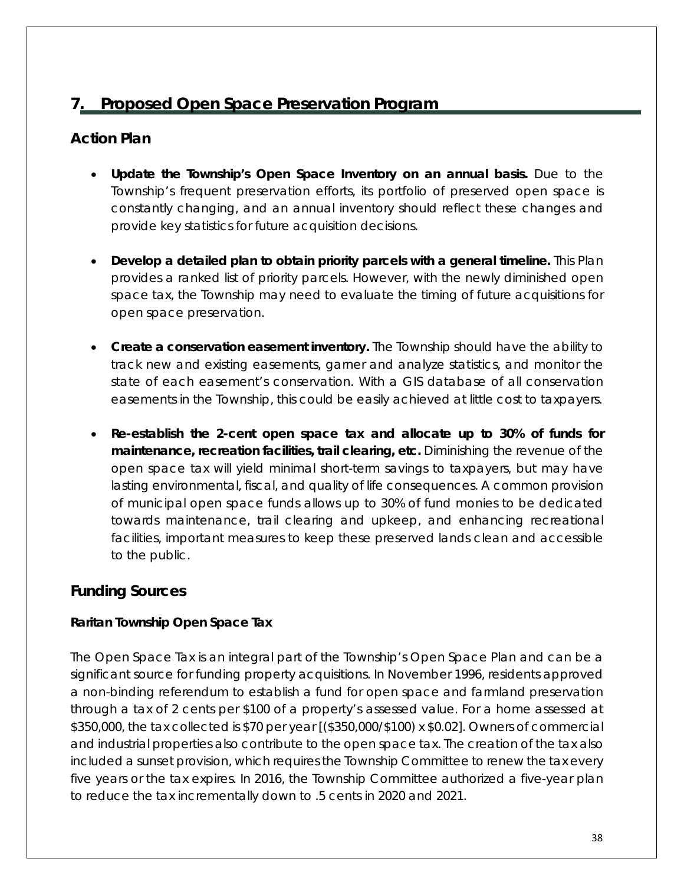# 7. Proposed Open Space Preservation Program

## Action Plan

- **Update the Township's Open Space Inventory on an annual basis.** Due to the Township's frequent preservation efforts, its portfolio of preserved open space is constantly changing, and an annual inventory should reflect these changes and provide key statistics for future acquisition decisions.

- **Develop a detailed plan to obtain priority parcels with a general timeline.** This Plan provides a ranked list of priority parcels. However, with the newly diminished open space tax, the Township may need to evaluate the timing of future acquisitions for open space preservation.

- **Create a conservation easement inventory.** The Township should have the ability to track new and existing easements, garner and analyze statistics, and monitor the state of each easement's conservation. With a GIS database of all conservation easements in the Township, this could be easily achieved at little cost to taxpayers.

- **Re-establish the 2-cent open space tax and allocate up to 30% of funds for maintenance, recreation facilities, trail clearing, etc.** Diminishing the revenue of the open space tax will yield minimal short-term savings to taxpayers, but may have lasting environmental, fiscal, and quality of life consequences. A common provision of municipal open space funds allows up to 30% of fund monies to be dedicated towards maintenance, trail clearing and upkeep, and enhancing recreational facilities, important measures to keep these preserved lands clean and accessible to the public.

## Funding Sources

### Raritan Township Open Space Tax

The Open Space Tax is an integral part of the Township's Open Space Plan and can be a significant source for funding property acquisitions. In November 1996, residents approved a non-binding referendum to establish a fund for open space and farmland preservation through a tax of 2 cents per $100 of a property's assessed value. For a home assessed at $350,000, the tax collected is $70 per year [($350,000/$100) x $0.02]. Owners of commercial and industrial properties also contribute to the open space tax. The creation of the tax also included a sunset provision, which requires the Township Committee to renew the tax every five years or the tax expires. In 2016, the Township Committee authorized a five-year plan to reduce the tax incrementally down to .5 cents in 2020 and 2021.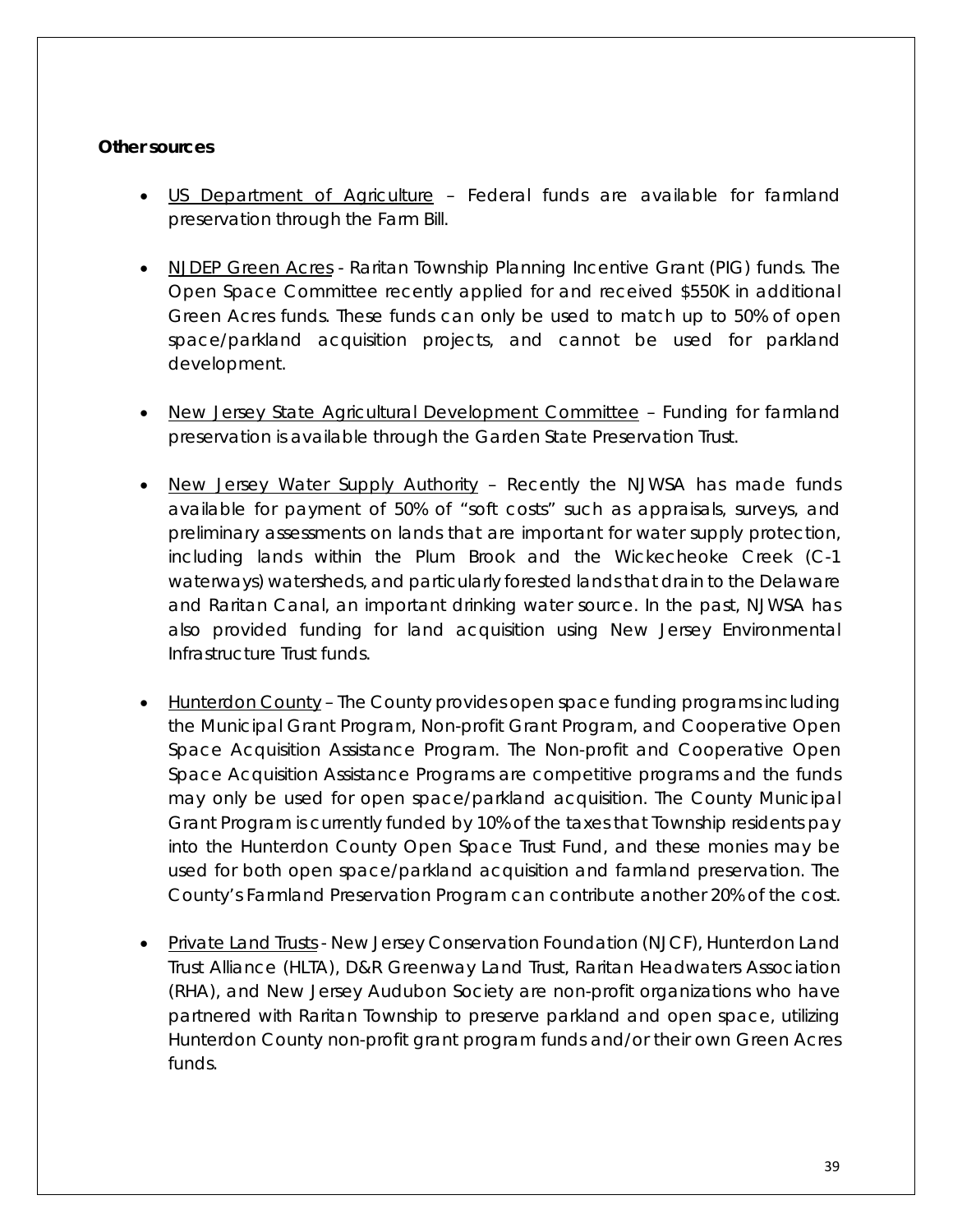**Other sources**

- US Department of Agriculture – Federal funds are available for farmland preservation through the Farm Bill.

- NJDEP Green Acres - Raritan Township Planning Incentive Grant (PIG) funds. The Open Space Committee recently applied for and received $550K in additional Green Acres funds. These funds can only be used to match up to 50% of open space/parkland acquisition projects, and cannot be used for parkland development.

- New Jersey State Agricultural Development Committee – Funding for farmland preservation is available through the Garden State Preservation Trust.

- New Jersey Water Supply Authority – Recently the NJWSA has made funds available for payment of 50% of "soft costs" such as appraisals, surveys, and preliminary assessments on lands that are important for water supply protection, including lands within the Plum Brook and the Wickecheoke Creek (C-1 waterways) watersheds, and particularly forested lands that drain to the Delaware and Raritan Canal, an important drinking water source. In the past, NJWSA has also provided funding for land acquisition using New Jersey Environmental Infrastructure Trust funds.

- Hunterdon County – The County provides open space funding programs including the Municipal Grant Program, Non-profit Grant Program, and Cooperative Open Space Acquisition Assistance Program. The Non-profit and Cooperative Open Space Acquisition Assistance Programs are competitive programs and the funds may only be used for open space/parkland acquisition. The County Municipal Grant Program is currently funded by 10% of the taxes that Township residents pay into the Hunterdon County Open Space Trust Fund, and these monies may be used for both open space/parkland acquisition and farmland preservation. The County's Farmland Preservation Program can contribute another 20% of the cost.

- Private Land Trusts - New Jersey Conservation Foundation (NJCF), Hunterdon Land Trust Alliance (HLTA), D&R Greenway Land Trust, Raritan Headwaters Association (RHA), and New Jersey Audubon Society are non-profit organizations who have partnered with Raritan Township to preserve parkland and open space, utilizing Hunterdon County non-profit grant program funds and/or their own Green Acres funds.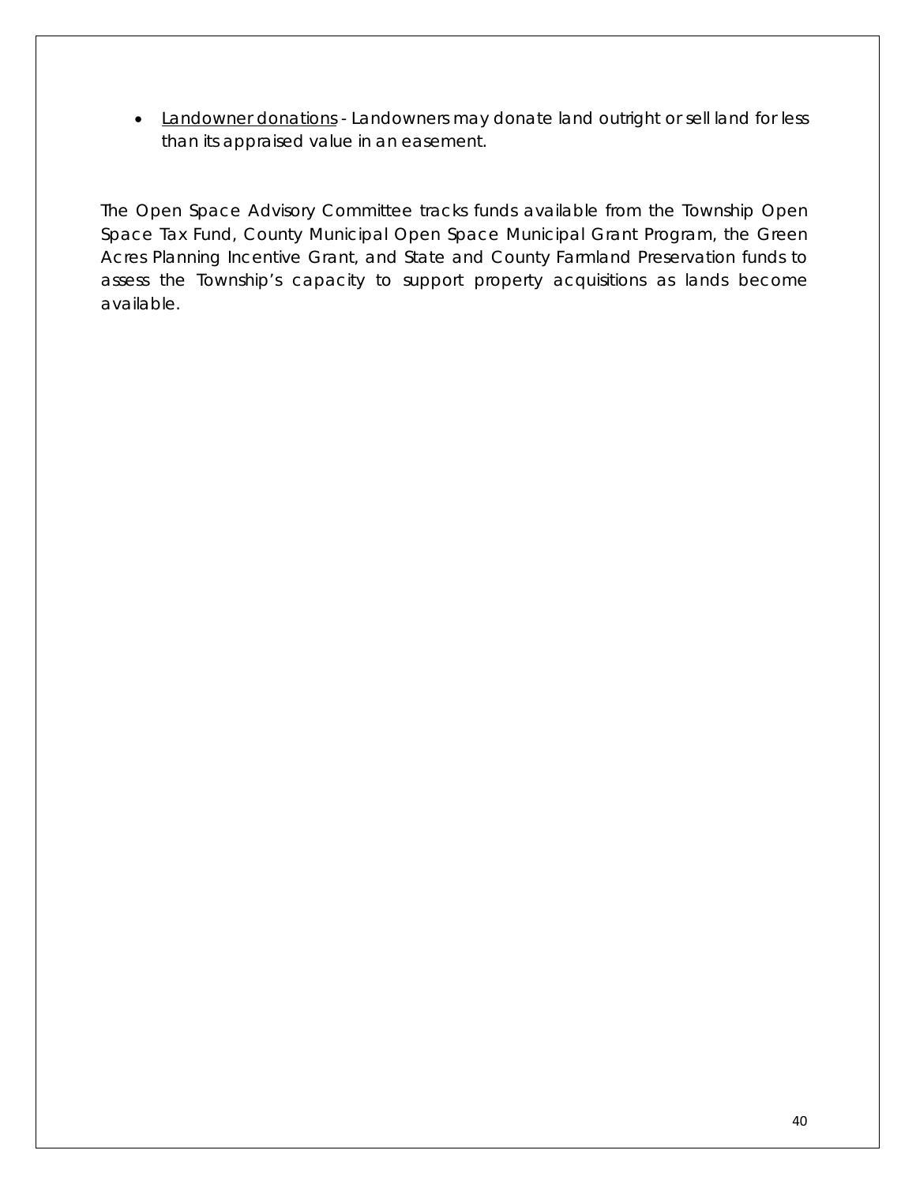- Landowner donations - Landowners may donate land outright or sell land for less than its appraised value in an easement.

The Open Space Advisory Committee tracks funds available from the Township Open Space Tax Fund, County Municipal Open Space Municipal Grant Program, the Green Acres Planning Incentive Grant, and State and County Farmland Preservation funds to assess the Township's capacity to support property acquisitions as lands become available.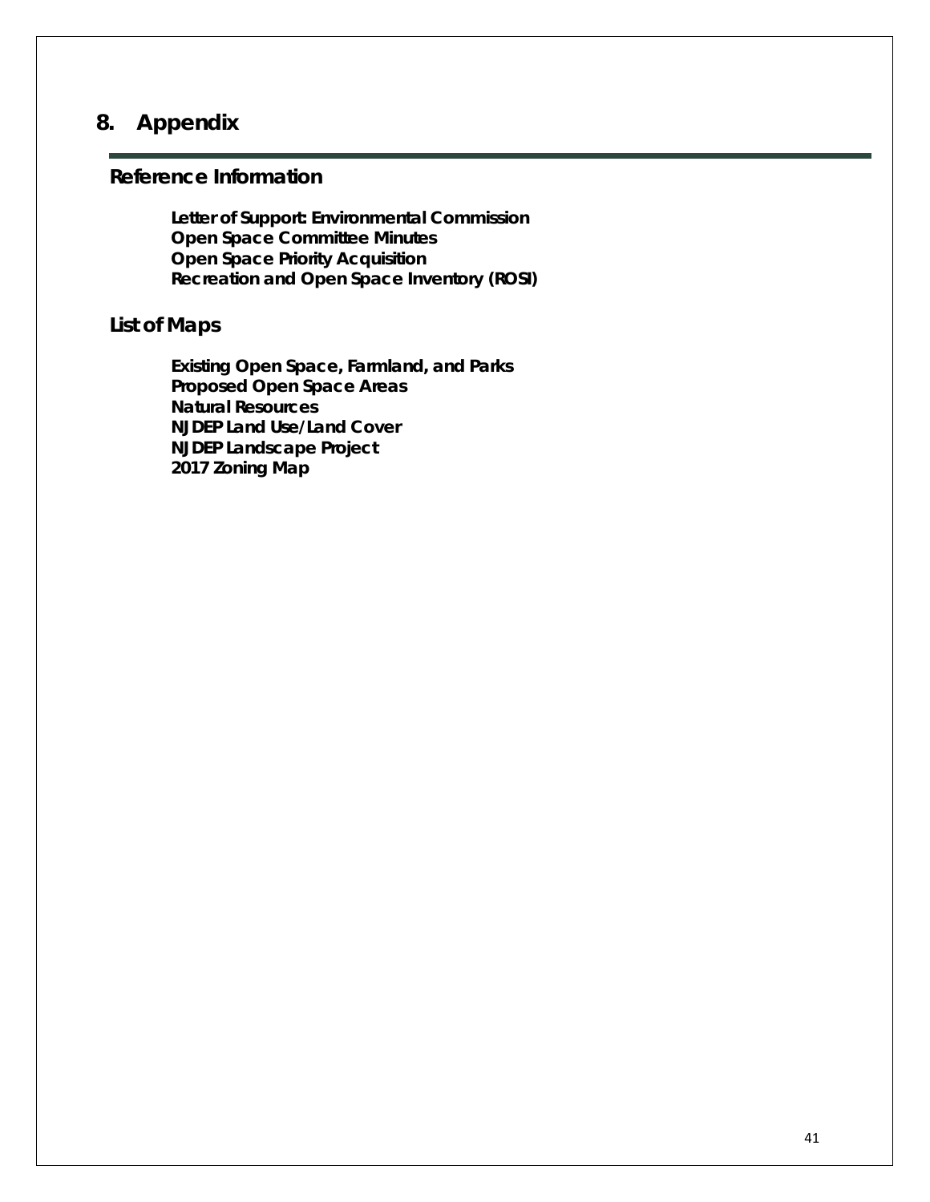# 8. Appendix

## Reference Information

**Letter of Support: Environmental Commission**
**Open Space Committee Minutes**
**Open Space Priority Acquisition**
**Recreation and Open Space Inventory (ROSI)**

## List of Maps

**Existing Open Space, Farmland, and Parks**
**Proposed Open Space Areas**
**Natural Resources**
**NJDEP Land Use/Land Cover**
**NJDEP Landscape Project**
**2017 Zoning Map**